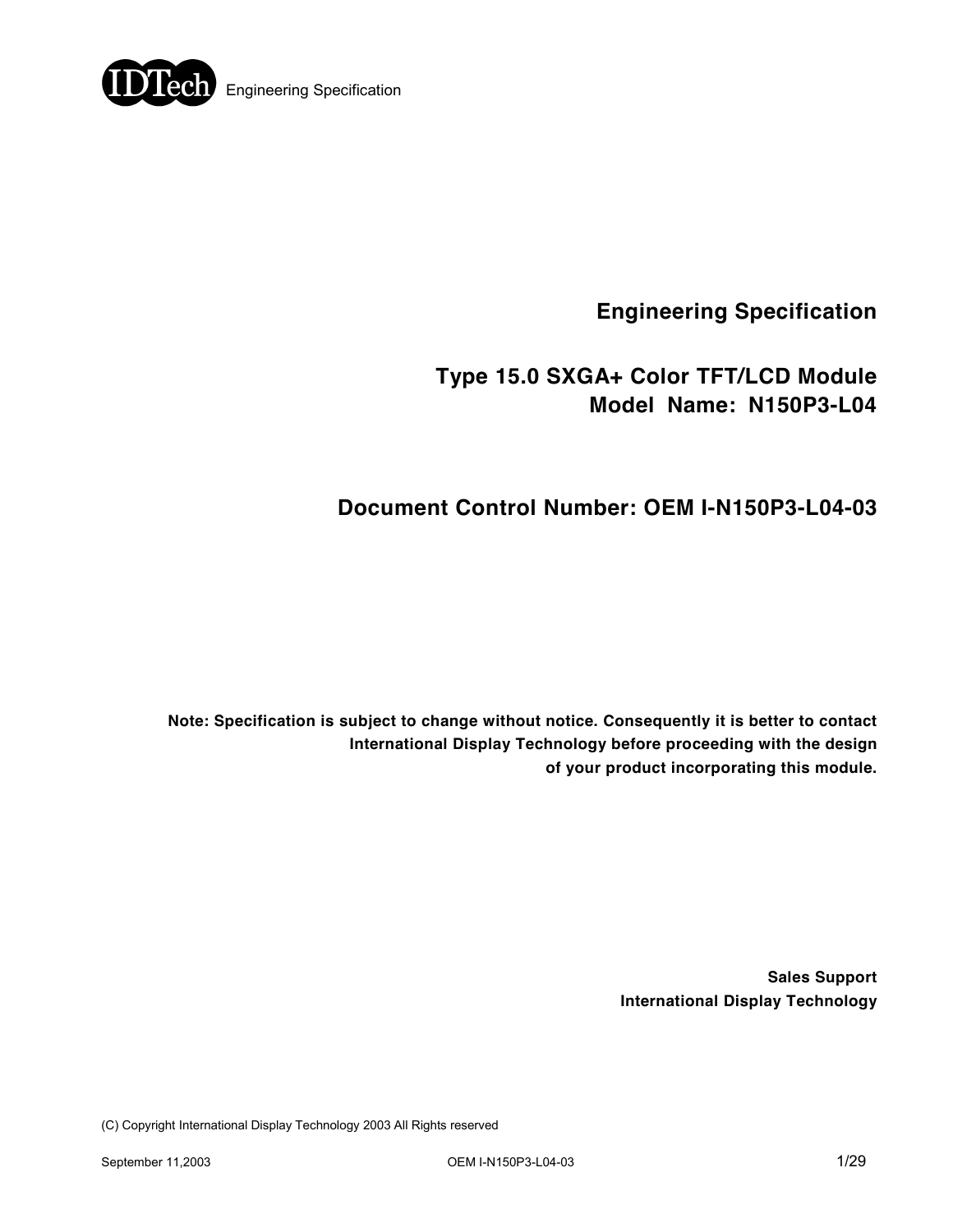# Engineering Specification

## Type 15.0 SXGA+ Color TFT/LCD Module
## Model Name: N150P3-L04

## Document Control Number: OEM I-N150P3-L04-03

**Note: Specification is subject to change without notice. Consequently it is better to contact International Display Technology before proceeding with the design of your product incorporating this module.**

**Sales Support**
**International Display Technology**

(C) Copyright International Display Technology 2003 All Rights reserved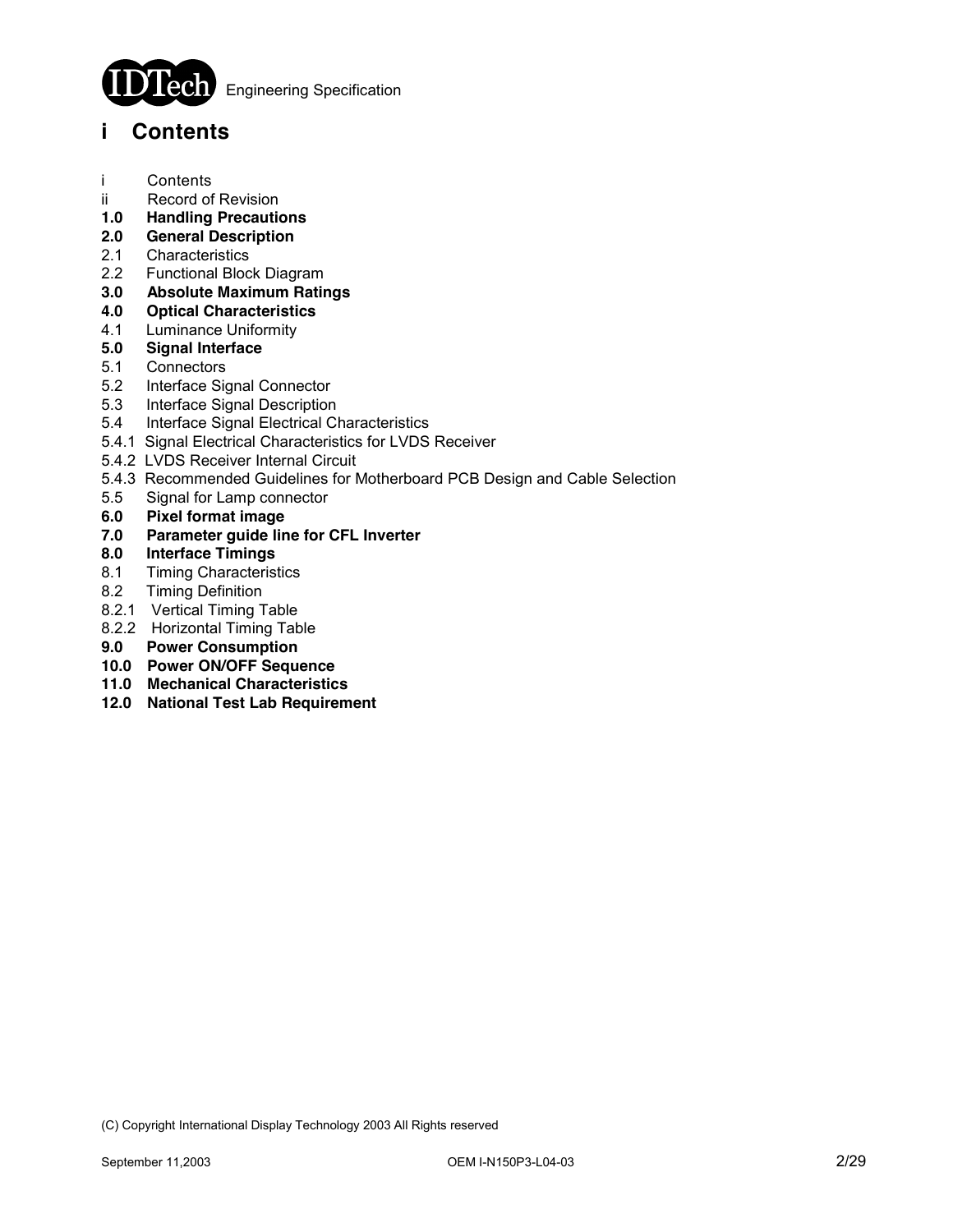# i Contents

i Contents
ii Record of Revision
**1.0 Handling Precautions**
**2.0 General Description**
2.1 Characteristics
2.2 Functional Block Diagram
**3.0 Absolute Maximum Ratings**
**4.0 Optical Characteristics**
4.1 Luminance Uniformity
**5.0 Signal Interface**
5.1 Connectors
5.2 Interface Signal Connector
5.3 Interface Signal Description
5.4 Interface Signal Electrical Characteristics
5.4.1 Signal Electrical Characteristics for LVDS Receiver
5.4.2 LVDS Receiver Internal Circuit
5.4.3 Recommended Guidelines for Motherboard PCB Design and Cable Selection
5.5 Signal for Lamp connector
**6.0 Pixel format image**
**7.0 Parameter guide line for CFL Inverter**
**8.0 Interface Timings**
8.1 Timing Characteristics
8.2 Timing Definition
8.2.1 Vertical Timing Table
8.2.2 Horizontal Timing Table
**9.0 Power Consumption**
**10.0 Power ON/OFF Sequence**
**11.0 Mechanical Characteristics**
**12.0 National Test Lab Requirement**

(C) Copyright International Display Technology 2003 All Rights reserved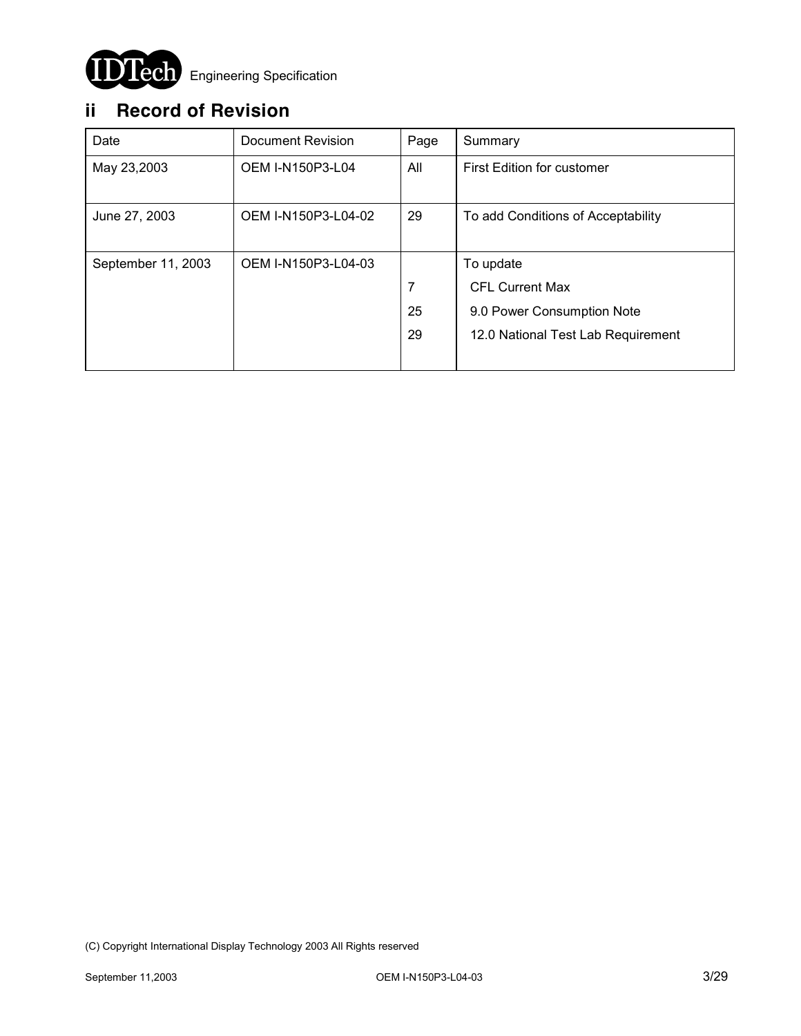## ii Record of Revision

| Date | Document Revision | Page | Summary |
|---|---|---|---|
| May 23,2003 | OEM I-N150P3-L04 | All | First Edition for customer |
| June 27, 2003 | OEM I-N150P3-L04-02 | 29 | To add Conditions of Acceptability |
| September 11, 2003 | OEM I-N150P3-L04-03 | | To update |
| | | 7 | CFL Current Max |
| | | 25 | 9.0 Power Consumption Note |
| | | 29 | 12.0 National Test Lab Requirement |

(C) Copyright International Display Technology 2003 All Rights reserved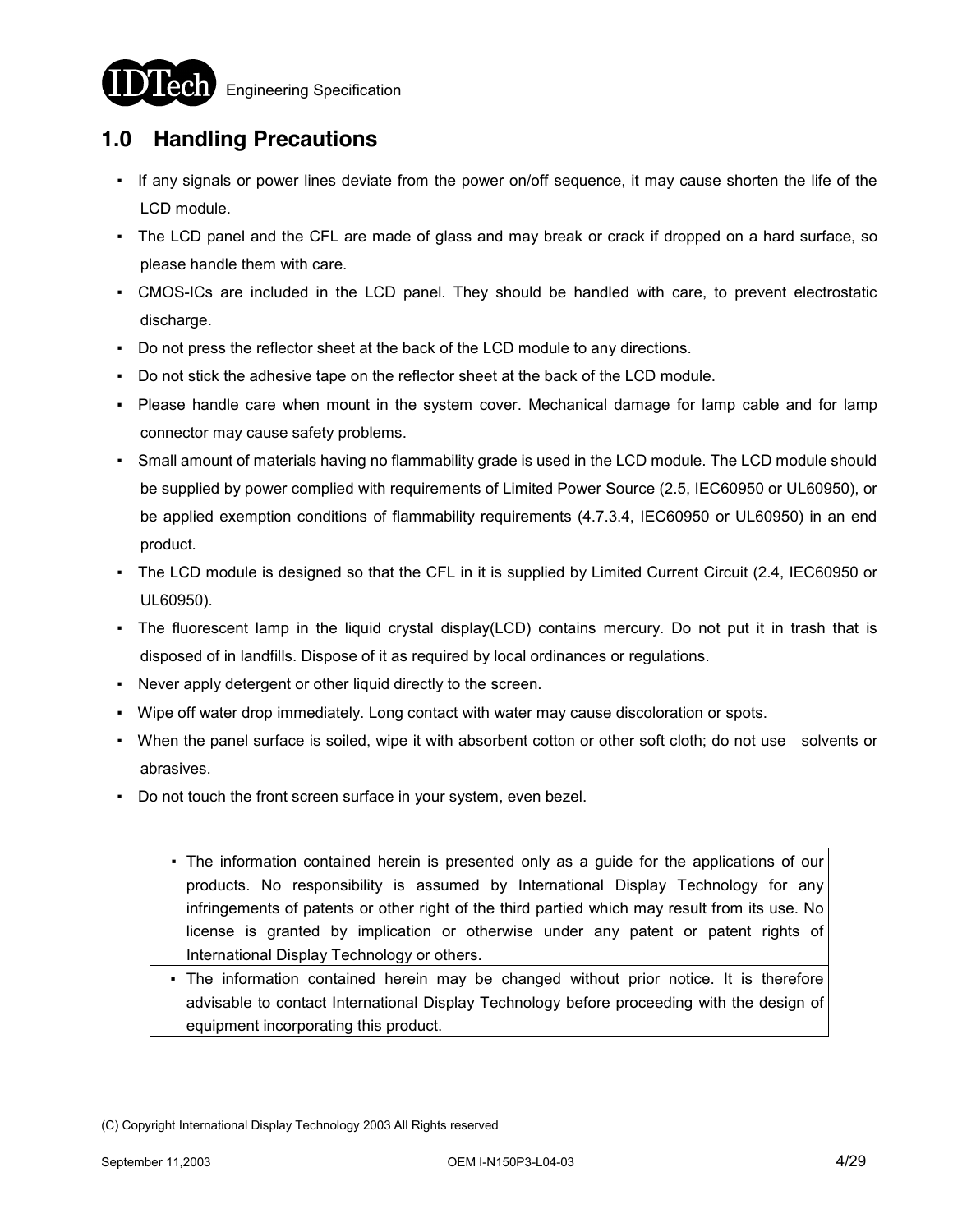## 1.0 Handling Precautions

- If any signals or power lines deviate from the power on/off sequence, it may cause shorten the life of the LCD module.
- The LCD panel and the CFL are made of glass and may break or crack if dropped on a hard surface, so please handle them with care.
- CMOS-ICs are included in the LCD panel. They should be handled with care, to prevent electrostatic discharge.
- Do not press the reflector sheet at the back of the LCD module to any directions.
- Do not stick the adhesive tape on the reflector sheet at the back of the LCD module.
- Please handle care when mount in the system cover. Mechanical damage for lamp cable and for lamp connector may cause safety problems.
- Small amount of materials having no flammability grade is used in the LCD module. The LCD module should be supplied by power complied with requirements of Limited Power Source (2.5, IEC60950 or UL60950), or be applied exemption conditions of flammability requirements (4.7.3.4, IEC60950 or UL60950) in an end product.
- The LCD module is designed so that the CFL in it is supplied by Limited Current Circuit (2.4, IEC60950 or UL60950).
- The fluorescent lamp in the liquid crystal display(LCD) contains mercury. Do not put it in trash that is disposed of in landfills. Dispose of it as required by local ordinances or regulations.
- Never apply detergent or other liquid directly to the screen.
- Wipe off water drop immediately. Long contact with water may cause discoloration or spots.
- When the panel surface is soiled, wipe it with absorbent cotton or other soft cloth; do not use solvents or abrasives.
- Do not touch the front screen surface in your system, even bezel.

| |
|---|
| ▪ The information contained herein is presented only as a guide for the applications of our products. No responsibility is assumed by International Display Technology for any infringements of patents or other right of the third partied which may result from its use. No license is granted by implication or otherwise under any patent or patent rights of International Display Technology or others. |
| ▪ The information contained herein may be changed without prior notice. It is therefore advisable to contact International Display Technology before proceeding with the design of equipment incorporating this product. |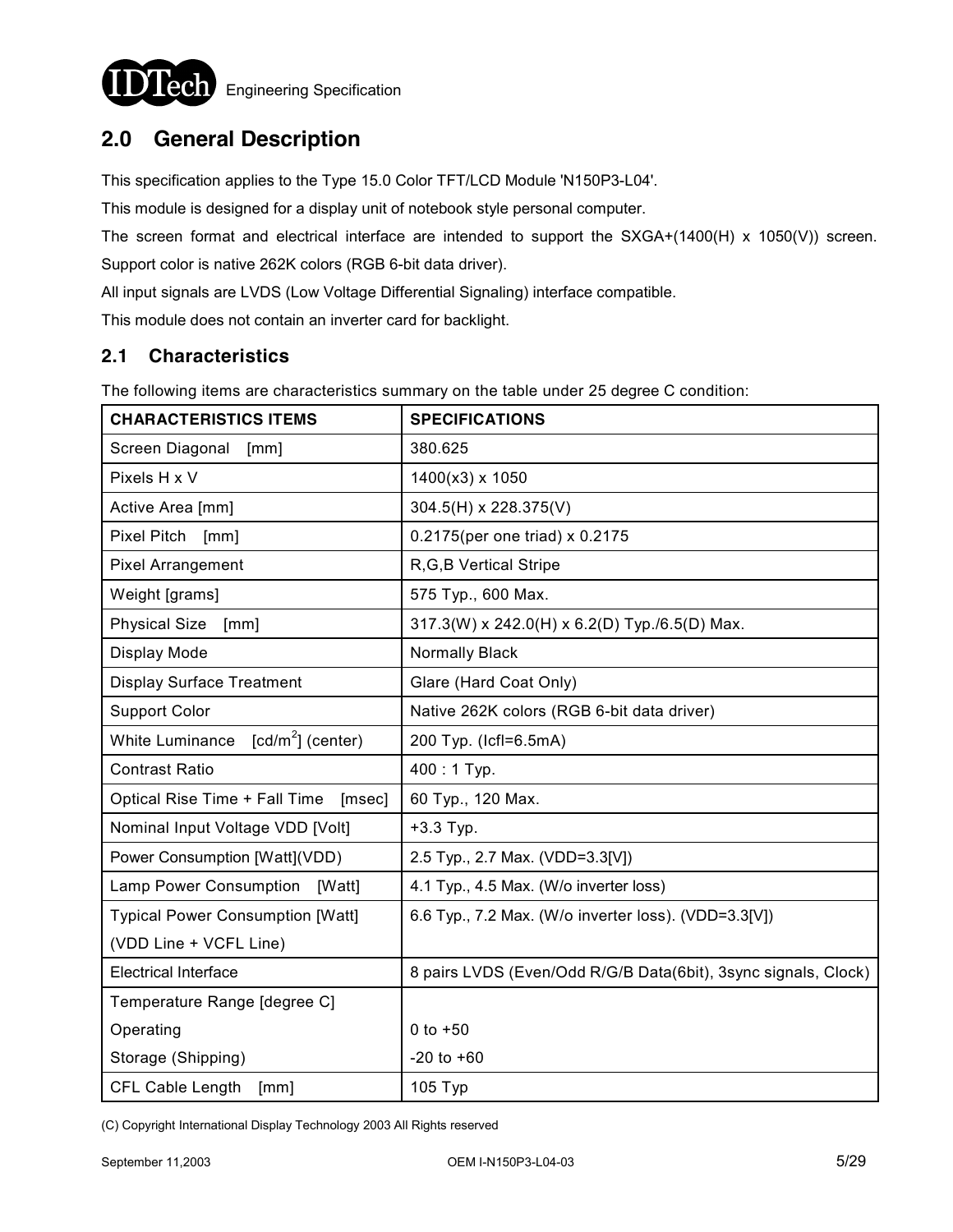## 2.0 General Description

This specification applies to the Type 15.0 Color TFT/LCD Module 'N150P3-L04'.

This module is designed for a display unit of notebook style personal computer.

The screen format and electrical interface are intended to support the SXGA+(1400(H) x 1050(V)) screen. Support color is native 262K colors (RGB 6-bit data driver).

All input signals are LVDS (Low Voltage Differential Signaling) interface compatible.

This module does not contain an inverter card for backlight.

### 2.1 Characteristics

The following items are characteristics summary on the table under 25 degree C condition:

| CHARACTERISTICS ITEMS | SPECIFICATIONS |
|---|---|
| Screen Diagonal [mm] | 380.625 |
| Pixels H x V | 1400(x3) x 1050 |
| Active Area [mm] | 304.5(H) x 228.375(V) |
| Pixel Pitch [mm] | 0.2175(per one triad) x 0.2175 |
| Pixel Arrangement | R,G,B Vertical Stripe |
| Weight [grams] | 575 Typ., 600 Max. |
| Physical Size [mm] | 317.3(W) x 242.0(H) x 6.2(D) Typ./6.5(D) Max. |
| Display Mode | Normally Black |
| Display Surface Treatment | Glare (Hard Coat Only) |
| Support Color | Native 262K colors (RGB 6-bit data driver) |
| White Luminance [cd/m$^2$] (center) | 200 Typ. (Icfl=6.5mA) |
| Contrast Ratio | 400 : 1 Typ. |
| Optical Rise Time + Fall Time [msec] | 60 Typ., 120 Max. |
| Nominal Input Voltage VDD [Volt] | +3.3 Typ. |
| Power Consumption [Watt](VDD) | 2.5 Typ., 2.7 Max. (VDD=3.3[V]) |
| Lamp Power Consumption [Watt] | 4.1 Typ., 4.5 Max. (W/o inverter loss) |
| Typical Power Consumption [Watt] (VDD Line + VCFL Line) | 6.6 Typ., 7.2 Max. (W/o inverter loss). (VDD=3.3[V]) |
| Electrical Interface | 8 pairs LVDS (Even/Odd R/G/B Data(6bit), 3sync signals, Clock) |
| Temperature Range [degree C]<br>Operating<br>Storage (Shipping) | <br>0 to +50<br>-20 to +60 |
| CFL Cable Length [mm] | 105 Typ |

(C) Copyright International Display Technology 2003 All Rights reserved

September 11,2003 OEM I-N150P3-L04-03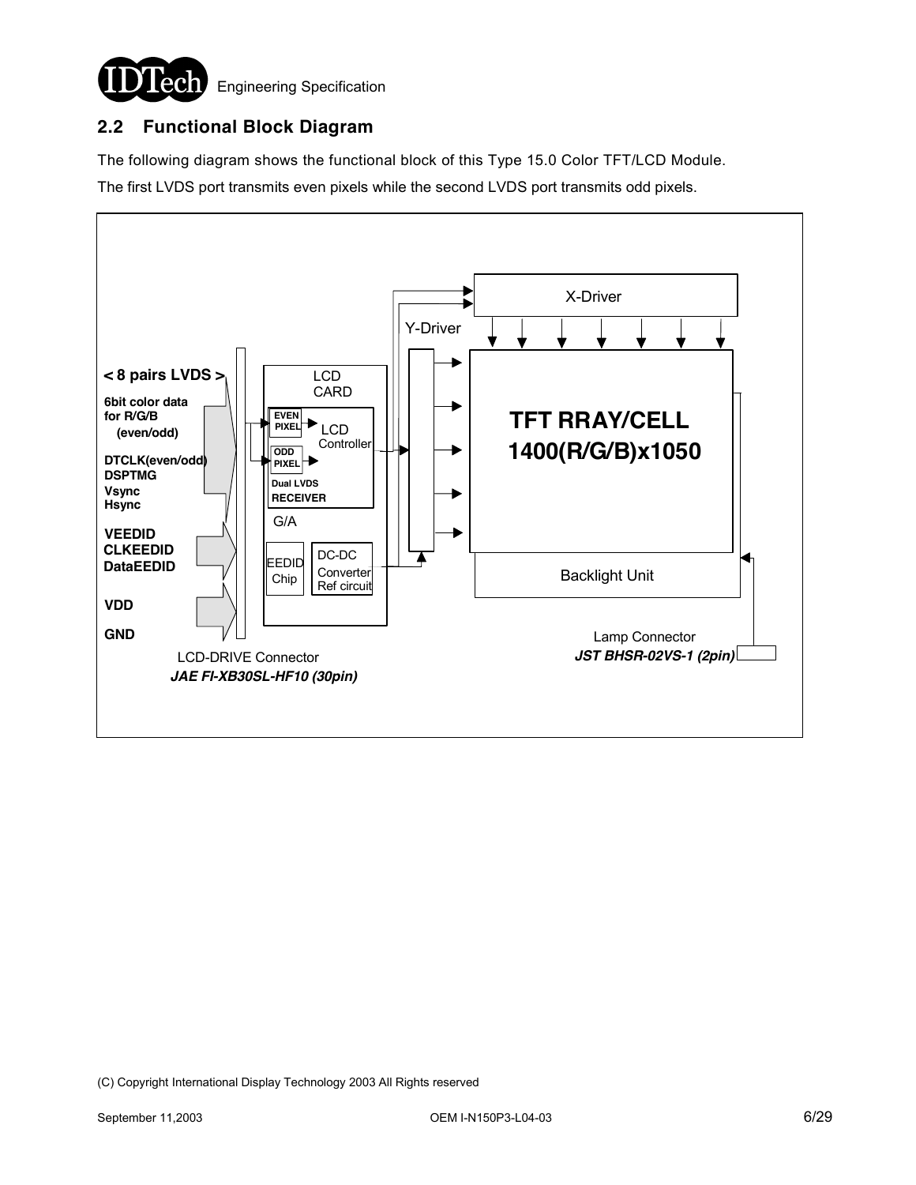## 2.2 Functional Block Diagram

The following diagram shows the functional block of this Type 15.0 Color TFT/LCD Module.

The first LVDS port transmits even pixels while the second LVDS port transmits odd pixels.

**< 8 pairs LVDS >**

**6bit color data for R/G/B (even/odd)**

**DTCLK(even/odd)**
**DSPTMG**
**Vsync**
**Hsync**

**VEEDID**
**CLKEEDID**
**DataEEDID**

**VDD**

**GND**

LCD-DRIVE Connector
***JAE FI-XB30SL-HF10 (30pin)***

LCD CARD

**EVEN PIXEL**

**ODD PIXEL**

**Dual LVDS RECEIVER**

LCD Controller

G/A

EEDID Chip

DC-DC Converter Ref circuit

X-Driver

Y-Driver

**TFT RRAY/CELL 1400(R/G/B)x1050**

Backlight Unit

Lamp Connector
***JST BHSR-02VS-1 (2pin)***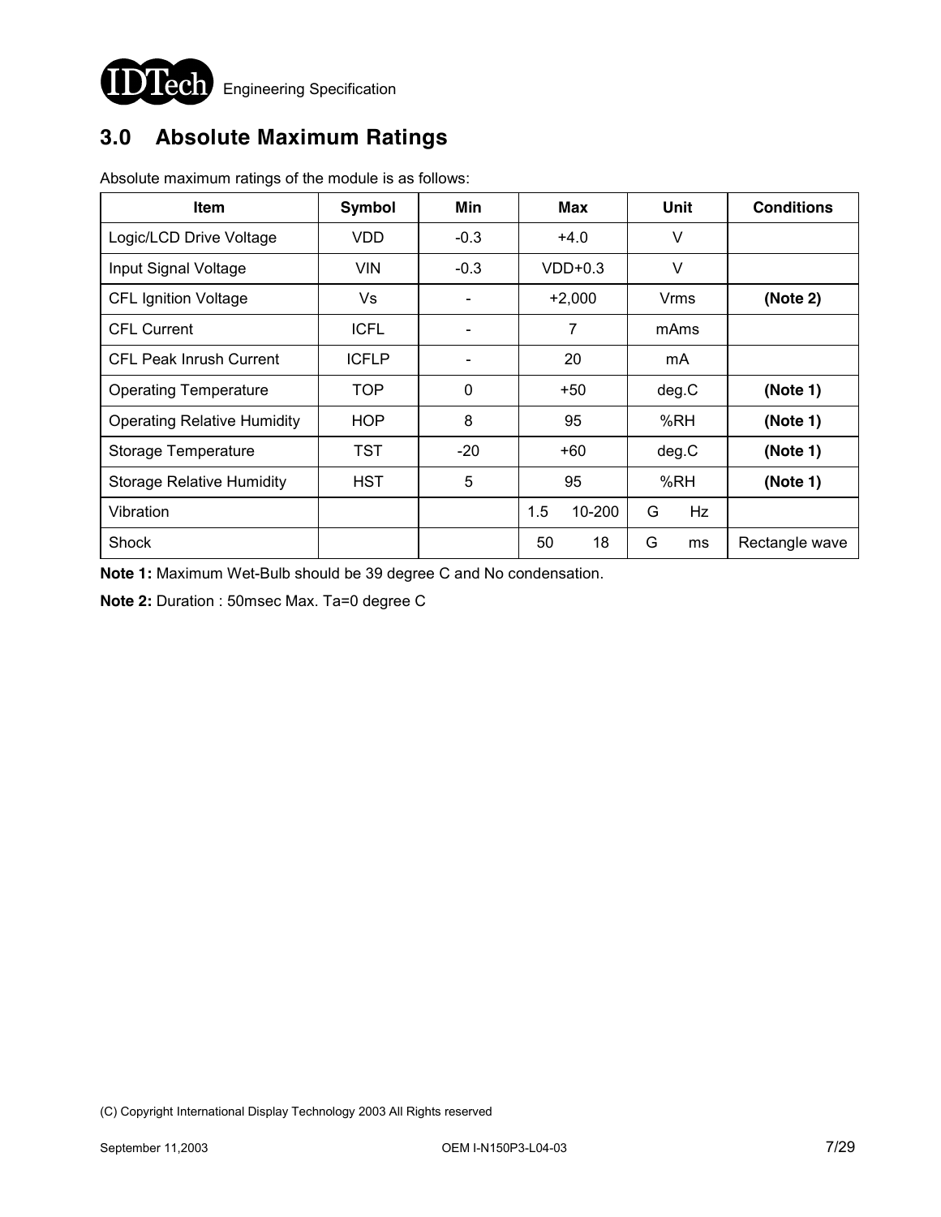## 3.0 Absolute Maximum Ratings

Absolute maximum ratings of the module is as follows:

| Item | Symbol | Min | Max | Unit | Conditions |
|---|---|---|---|---|---|
| Logic/LCD Drive Voltage | VDD | -0.3 | +4.0 | V | |
| Input Signal Voltage | VIN | -0.3 | VDD+0.3 | V | |
| CFL Ignition Voltage | Vs | - | +2,000 | Vrms | **(Note 2)** |
| CFL Current | ICFL | - | 7 | mAms | |
| CFL Peak Inrush Current | ICFLP | - | 20 | mA | |
| Operating Temperature | TOP | 0 | +50 | deg.C | **(Note 1)** |
| Operating Relative Humidity | HOP | 8 | 95 | %RH | **(Note 1)** |
| Storage Temperature | TST | -20 | +60 | deg.C | **(Note 1)** |
| Storage Relative Humidity | HST | 5 | 95 | %RH | **(Note 1)** |
| Vibration | | | 1.5 10-200 | G Hz | |
| Shock | | | 50 18 | G ms | Rectangle wave |

**Note 1:** Maximum Wet-Bulb should be 39 degree C and No condensation.

**Note 2:** Duration : 50msec Max. Ta=0 degree C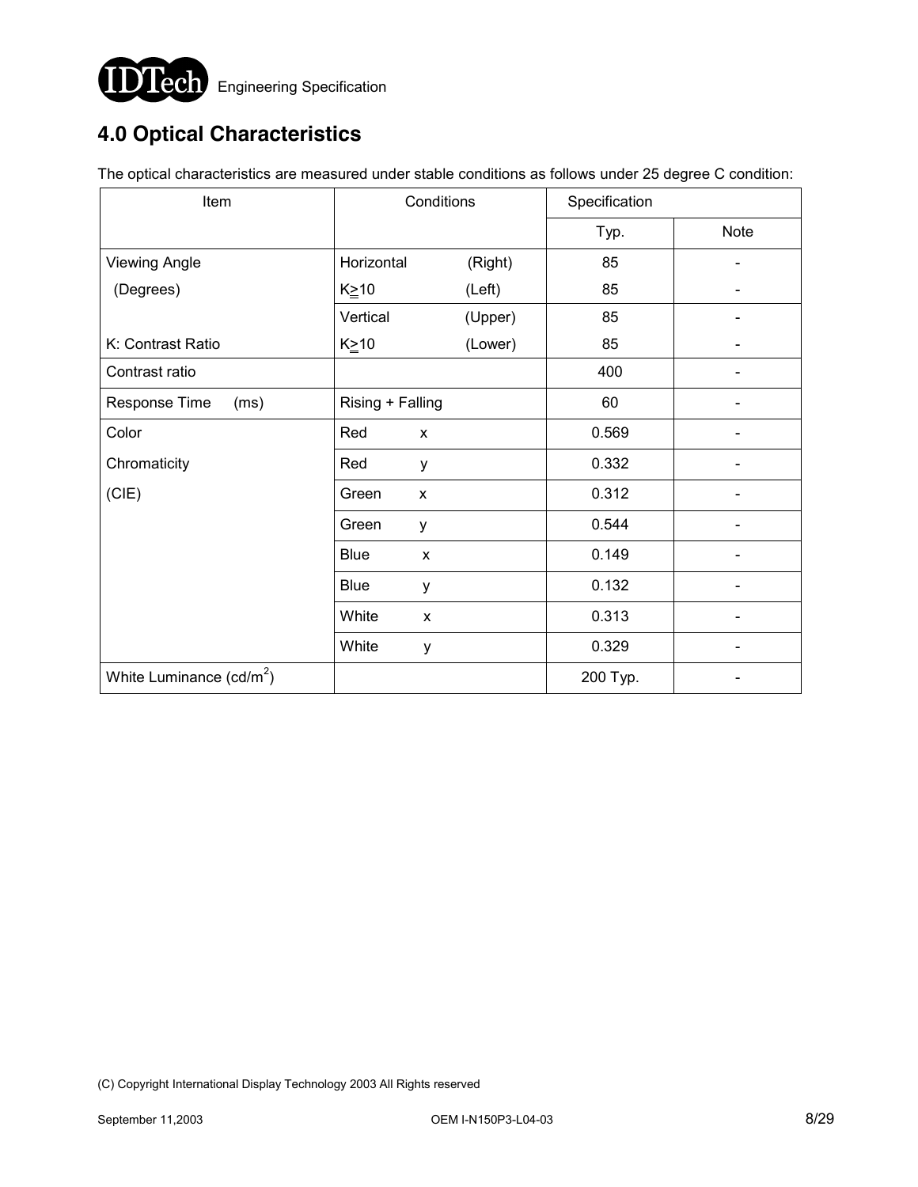# 4.0 Optical Characteristics

The optical characteristics are measured under stable conditions as follows under 25 degree C condition:

| Item | Conditions | | Specification | |
|---|---|---|---|---|
| | | | Typ. | Note |
| Viewing Angle (Degrees) | Horizontal | (Right) | 85 | - |
| | K≥10 | (Left) | 85 | - |
| | Vertical | (Upper) | 85 | - |
| K: Contrast Ratio | K≥10 | (Lower) | 85 | - |
| Contrast ratio | | | 400 | - |
| Response Time (ms) | Rising + Falling | | 60 | - |
| Color Chromaticity (CIE) | Red | x | 0.569 | - |
| | Red | y | 0.332 | - |
| | Green | x | 0.312 | - |
| | Green | y | 0.544 | - |
| | Blue | x | 0.149 | - |
| | Blue | y | 0.132 | - |
| | White | x | 0.313 | - |
| | White | y | 0.329 | - |
| White Luminance ($cd/m^2$) | | | 200 Typ. | - |

(C) Copyright International Display Technology 2003 All Rights reserved

September 11,2003 OEM I-N150P3-L04-03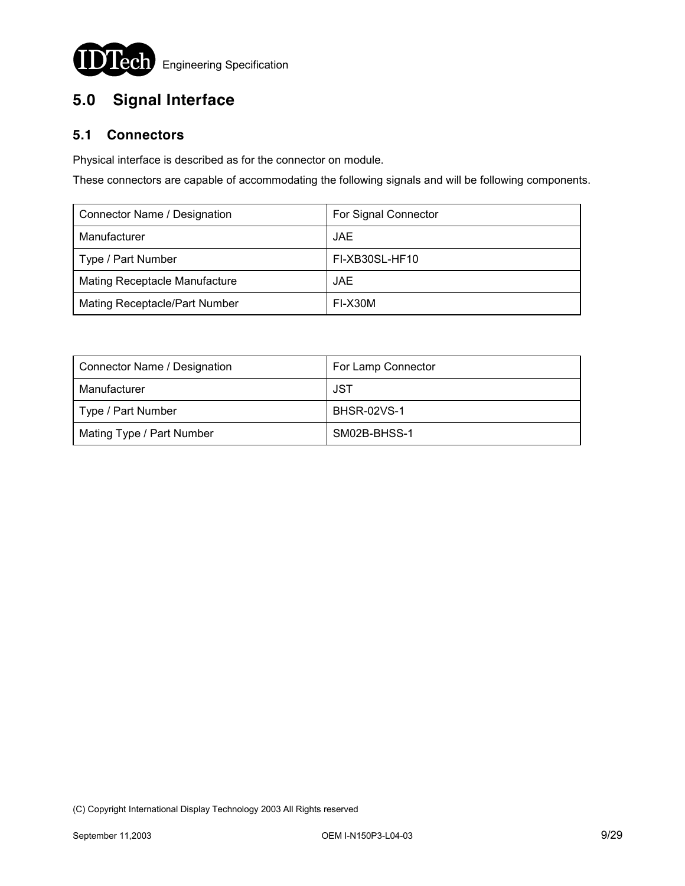# 5.0 Signal Interface

## 5.1 Connectors

Physical interface is described as for the connector on module.

These connectors are capable of accommodating the following signals and will be following components.

| Connector Name / Designation | For Signal Connector |
|---|---|
| Manufacturer | JAE |
| Type / Part Number | FI-XB30SL-HF10 |
| Mating Receptacle Manufacture | JAE |
| Mating Receptacle/Part Number | FI-X30M |

| Connector Name / Designation | For Lamp Connector |
|---|---|
| Manufacturer | JST |
| Type / Part Number | BHSR-02VS-1 |
| Mating Type / Part Number | SM02B-BHSS-1 |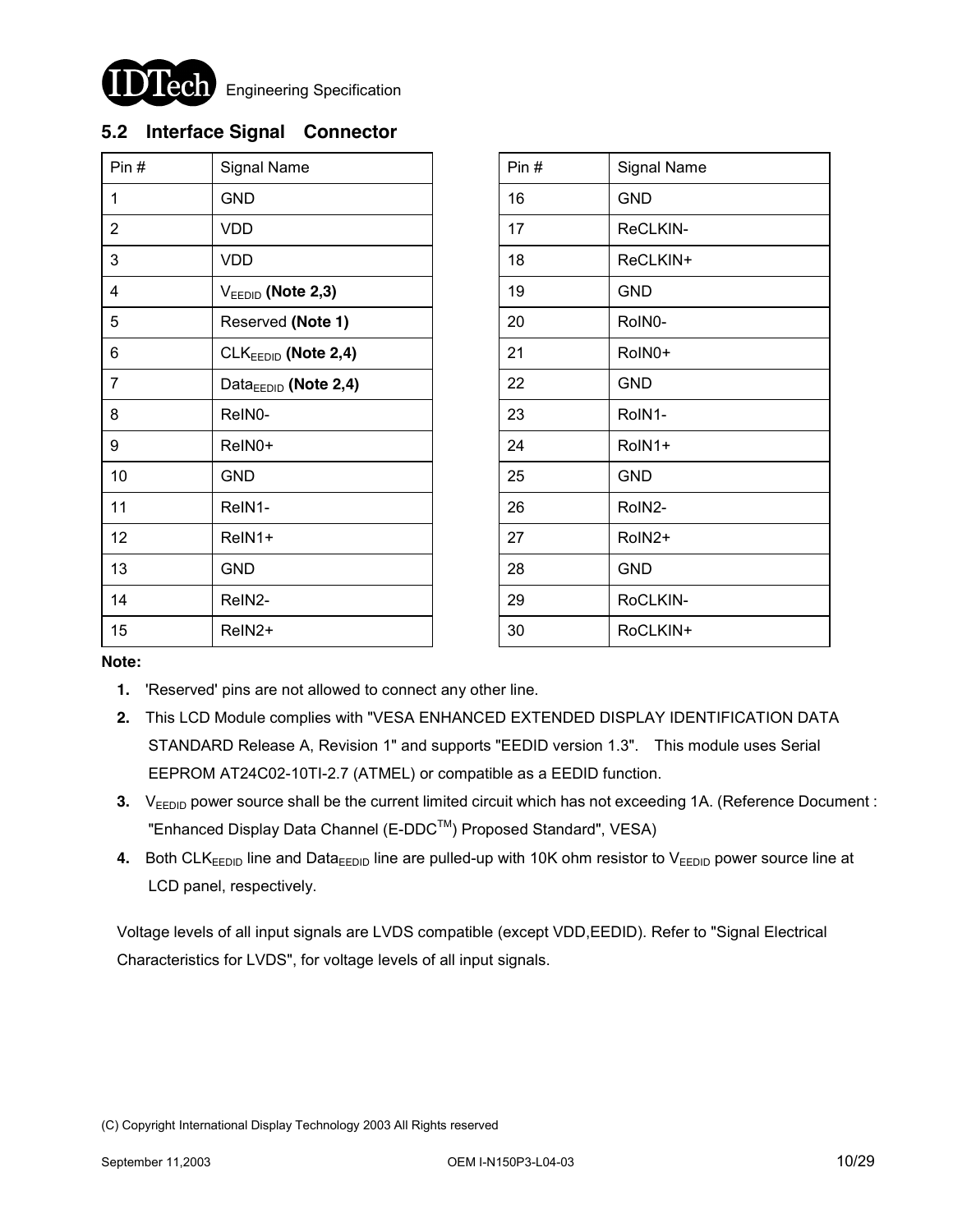## 5.2 Interface Signal Connector

| Pin # | Signal Name |
|---|---|
| 1 | GND |
| 2 | VDD |
| 3 | VDD |
| 4 | $V_{EEDID}$ **(Note 2,3)** |
| 5 | Reserved **(Note 1)** |
| 6 | $CLK_{EEDID}$ **(Note 2,4)** |
| 7 | $Data_{EEDID}$ **(Note 2,4)** |
| 8 | ReIN0- |
| 9 | ReIN0+ |
| 10 | GND |
| 11 | ReIN1- |
| 12 | ReIN1+ |
| 13 | GND |
| 14 | ReIN2- |
| 15 | ReIN2+ |

| Pin # | Signal Name |
|---|---|
| 16 | GND |
| 17 | ReCLKIN- |
| 18 | ReCLKIN+ |
| 19 | GND |
| 20 | RoIN0- |
| 21 | RoIN0+ |
| 22 | GND |
| 23 | RoIN1- |
| 24 | RoIN1+ |
| 25 | GND |
| 26 | RoIN2- |
| 27 | RoIN2+ |
| 28 | GND |
| 29 | RoCLKIN- |
| 30 | RoCLKIN+ |

**Note:**

1. 'Reserved' pins are not allowed to connect any other line.
2. This LCD Module complies with "VESA ENHANCED EXTENDED DISPLAY IDENTIFICATION DATA STANDARD Release A, Revision 1" and supports "EEDID version 1.3". This module uses Serial EEPROM AT24C02-10TI-2.7 (ATMEL) or compatible as a EEDID function.
3. $V_{EEDID}$ power source shall be the current limited circuit which has not exceeding 1A. (Reference Document : "Enhanced Display Data Channel (E-DDC$^{TM}$) Proposed Standard", VESA)
4. Both $CLK_{EEDID}$ line and $Data_{EEDID}$ line are pulled-up with 10K ohm resistor to $V_{EEDID}$ power source line at LCD panel, respectively.

Voltage levels of all input signals are LVDS compatible (except VDD,EEDID). Refer to "Signal Electrical Characteristics for LVDS", for voltage levels of all input signals.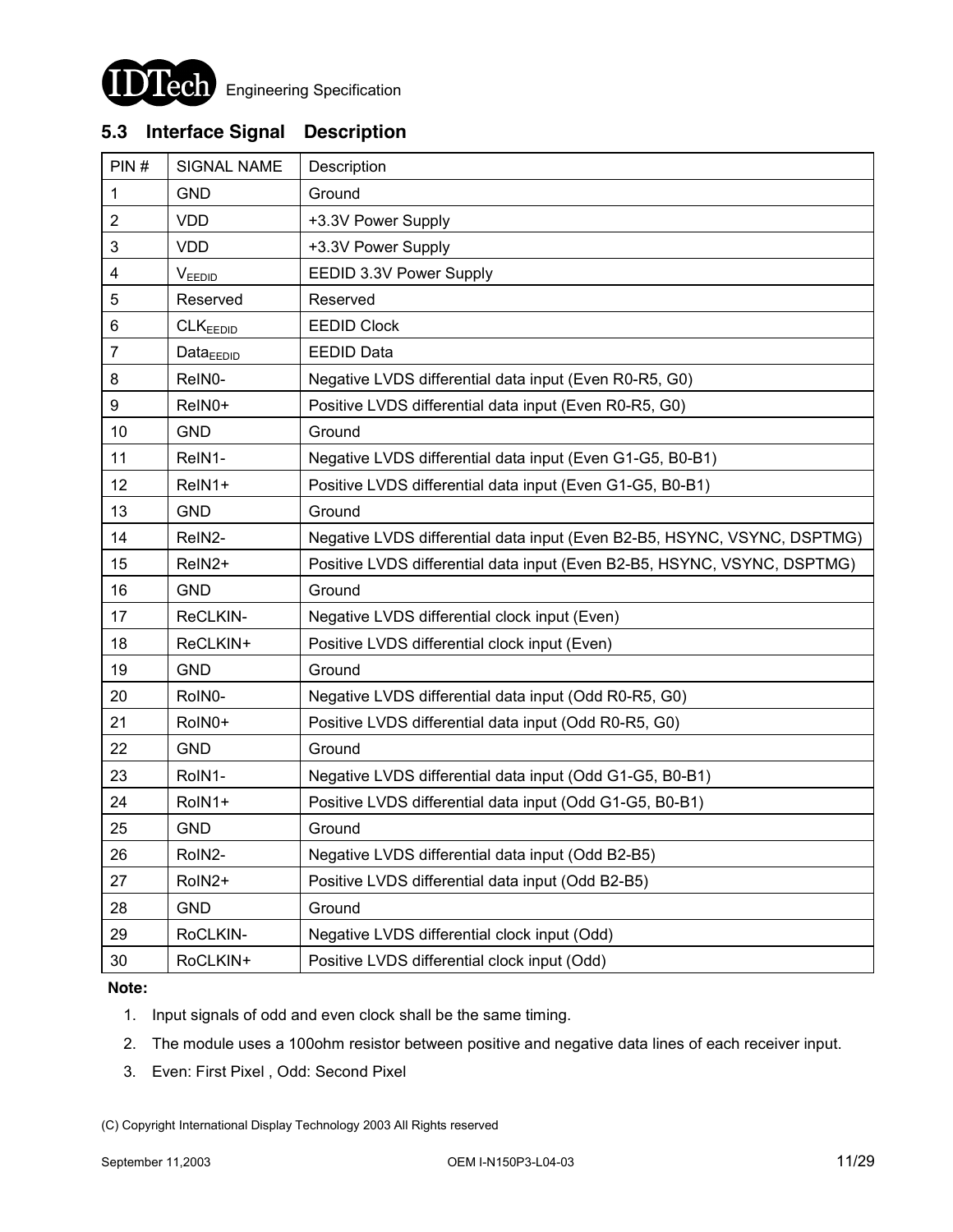## 5.3 Interface Signal Description

| PIN # | SIGNAL NAME | Description |
|---|---|---|
| 1 | GND | Ground |
| 2 | VDD | +3.3V Power Supply |
| 3 | VDD | +3.3V Power Supply |
| 4 | $V_{EEDID}$ | EEDID 3.3V Power Supply |
| 5 | Reserved | Reserved |
| 6 | $CLK_{EEDID}$ | EEDID Clock |
| 7 | $Data_{EEDID}$ | EEDID Data |
| 8 | ReIN0- | Negative LVDS differential data input (Even R0-R5, G0) |
| 9 | ReIN0+ | Positive LVDS differential data input (Even R0-R5, G0) |
| 10 | GND | Ground |
| 11 | ReIN1- | Negative LVDS differential data input (Even G1-G5, B0-B1) |
| 12 | ReIN1+ | Positive LVDS differential data input (Even G1-G5, B0-B1) |
| 13 | GND | Ground |
| 14 | ReIN2- | Negative LVDS differential data input (Even B2-B5, HSYNC, VSYNC, DSPTMG) |
| 15 | ReIN2+ | Positive LVDS differential data input (Even B2-B5, HSYNC, VSYNC, DSPTMG) |
| 16 | GND | Ground |
| 17 | ReCLKIN- | Negative LVDS differential clock input (Even) |
| 18 | ReCLKIN+ | Positive LVDS differential clock input (Even) |
| 19 | GND | Ground |
| 20 | RoIN0- | Negative LVDS differential data input (Odd R0-R5, G0) |
| 21 | RoIN0+ | Positive LVDS differential data input (Odd R0-R5, G0) |
| 22 | GND | Ground |
| 23 | RoIN1- | Negative LVDS differential data input (Odd G1-G5, B0-B1) |
| 24 | RoIN1+ | Positive LVDS differential data input (Odd G1-G5, B0-B1) |
| 25 | GND | Ground |
| 26 | RoIN2- | Negative LVDS differential data input (Odd B2-B5) |
| 27 | RoIN2+ | Positive LVDS differential data input (Odd B2-B5) |
| 28 | GND | Ground |
| 29 | RoCLKIN- | Negative LVDS differential clock input (Odd) |
| 30 | RoCLKIN+ | Positive LVDS differential clock input (Odd) |

**Note:**

1. Input signals of odd and even clock shall be the same timing.
2. The module uses a 100ohm resistor between positive and negative data lines of each receiver input.
3. Even: First Pixel , Odd: Second Pixel

(C) Copyright International Display Technology 2003 All Rights reserved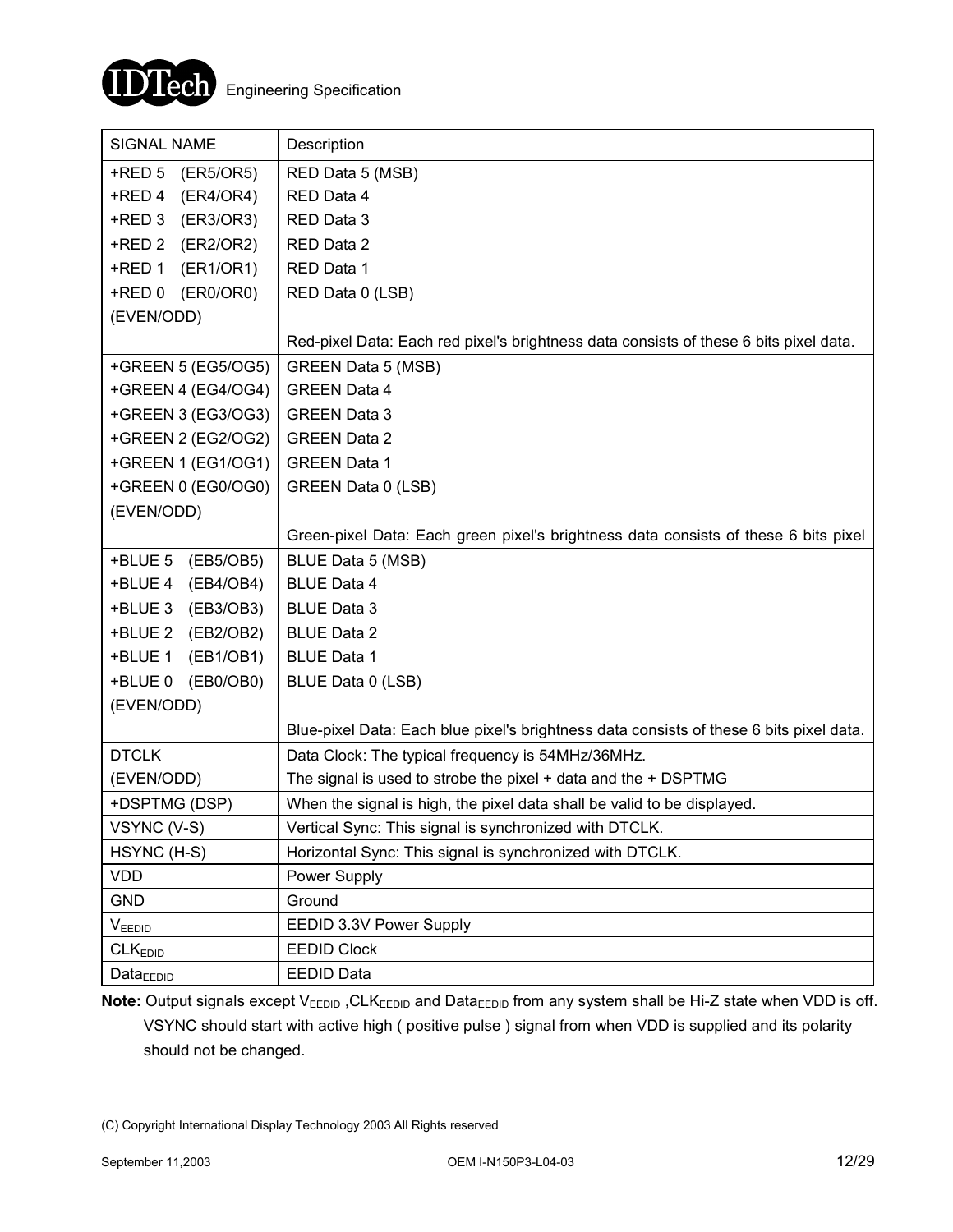| SIGNAL NAME | Description |
| --- | --- |
| +RED 5 (ER5/OR5)<br>+RED 4 (ER4/OR4)<br>+RED 3 (ER3/OR3)<br>+RED 2 (ER2/OR2)<br>+RED 1 (ER1/OR1)<br>+RED 0 (ER0/OR0)<br>(EVEN/ODD) | RED Data 5 (MSB)<br>RED Data 4<br>RED Data 3<br>RED Data 2<br>RED Data 1<br>RED Data 0 (LSB)<br><br>Red-pixel Data: Each red pixel's brightness data consists of these 6 bits pixel data. |
| +GREEN 5 (EG5/OG5)<br>+GREEN 4 (EG4/OG4)<br>+GREEN 3 (EG3/OG3)<br>+GREEN 2 (EG2/OG2)<br>+GREEN 1 (EG1/OG1)<br>+GREEN 0 (EG0/OG0)<br>(EVEN/ODD) | GREEN Data 5 (MSB)<br>GREEN Data 4<br>GREEN Data 3<br>GREEN Data 2<br>GREEN Data 1<br>GREEN Data 0 (LSB)<br><br>Green-pixel Data: Each green pixel's brightness data consists of these 6 bits pixel |
| +BLUE 5 (EB5/OB5)<br>+BLUE 4 (EB4/OB4)<br>+BLUE 3 (EB3/OB3)<br>+BLUE 2 (EB2/OB2)<br>+BLUE 1 (EB1/OB1)<br>+BLUE 0 (EB0/OB0)<br>(EVEN/ODD) | BLUE Data 5 (MSB)<br>BLUE Data 4<br>BLUE Data 3<br>BLUE Data 2<br>BLUE Data 1<br>BLUE Data 0 (LSB)<br><br>Blue-pixel Data: Each blue pixel's brightness data consists of these 6 bits pixel data. |
| DTCLK<br>(EVEN/ODD) | Data Clock: The typical frequency is 54MHz/36MHz.<br>The signal is used to strobe the pixel + data and the + DSPTMG |
| +DSPTMG (DSP) | When the signal is high, the pixel data shall be valid to be displayed. |
| VSYNC (V-S) | Vertical Sync: This signal is synchronized with DTCLK. |
| HSYNC (H-S) | Horizontal Sync: This signal is synchronized with DTCLK. |
| VDD | Power Supply |
| GND | Ground |
| $V_{EEDID}$ | EEDID 3.3V Power Supply |
| $CLK_{EDID}$ | EEDID Clock |
| $Data_{EEDID}$ | EEDID Data |

**Note:** Output signals except $V_{EEDID}$ ,$CLK_{EEDID}$ and $Data_{EEDID}$ from any system shall be Hi-Z state when VDD is off. VSYNC should start with active high ( positive pulse ) signal from when VDD is supplied and its polarity should not be changed.

(C) Copyright International Display Technology 2003 All Rights reserved

September 11,2003 OEM I-N150P3-L04-03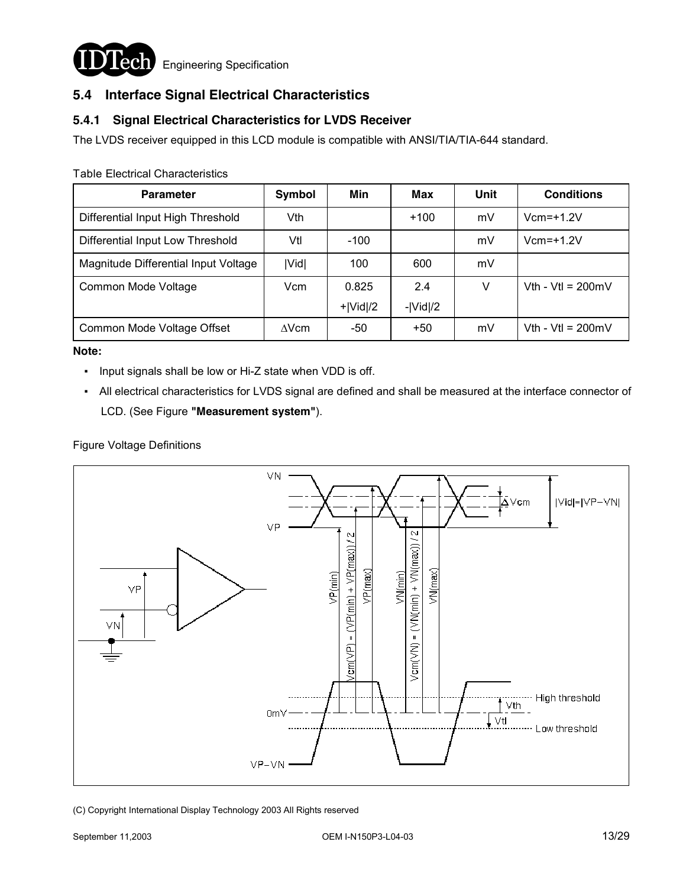## 5.4 Interface Signal Electrical Characteristics

### 5.4.1 Signal Electrical Characteristics for LVDS Receiver

The LVDS receiver equipped in this LCD module is compatible with ANSI/TIA/TIA-644 standard.

Table Electrical Characteristics

| Parameter | Symbol | Min | Max | Unit | Conditions |
|---|---|---|---|---|---|
| Differential Input High Threshold | Vth | | +100 | mV | Vcm=+1.2V |
| Differential Input Low Threshold | Vtl | -100 | | mV | Vcm=+1.2V |
| Magnitude Differential Input Voltage | \|Vid\| | 100 | 600 | mV | |
| Common Mode Voltage | Vcm | 0.825 +\|Vid\|/2 | 2.4 -\|Vid\|/2 | V | Vth - Vtl = 200mV |
| Common Mode Voltage Offset | ΔVcm | -50 | +50 | mV | Vth - Vtl = 200mV |

**Note:**

- Input signals shall be low or Hi-Z state when VDD is off.
- All electrical characteristics for LVDS signal are defined and shall be measured at the interface connector of LCD. (See Figure **"Measurement system"**).

Figure Voltage Definitions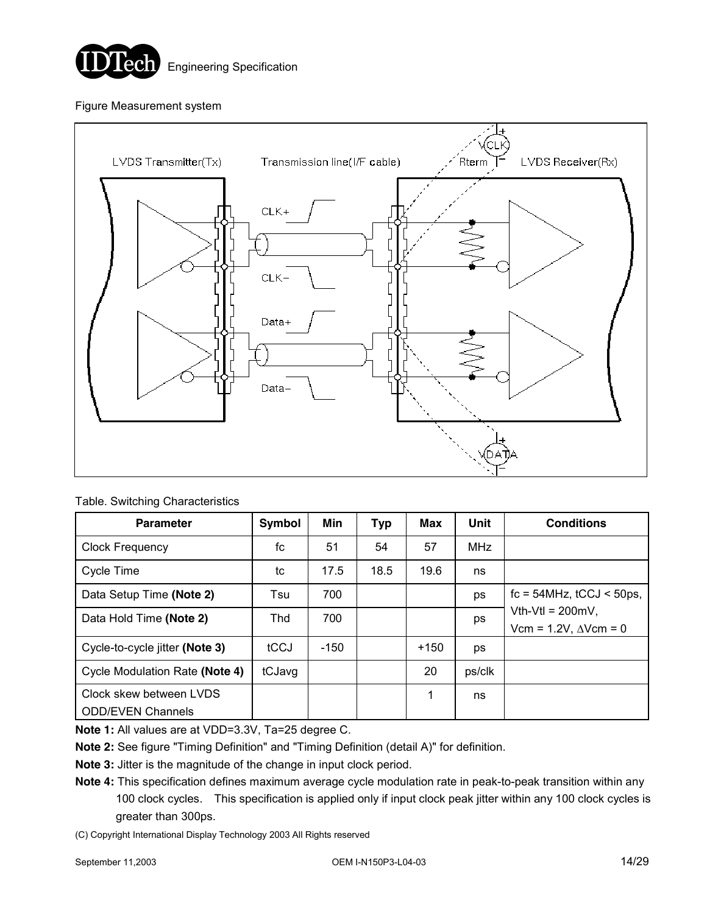Figure Measurement system

Table. Switching Characteristics

| Parameter | Symbol | Min | Typ | Max | Unit | Conditions |
|---|---|---|---|---|---|---|
| Clock Frequency | fc | 51 | 54 | 57 | MHz | |
| Cycle Time | tc | 17.5 | 18.5 | 19.6 | ns | |
| Data Setup Time **(Note 2)** | Tsu | 700 | | | ps | fc = 54MHz, tCCJ < 50ps, Vth-Vtl = 200mV, Vcm = 1.2V, ΔVcm = 0 |
| Data Hold Time **(Note 2)** | Thd | 700 | | | ps | |
| Cycle-to-cycle jitter **(Note 3)** | tCCJ | -150 | | +150 | ps | |
| Cycle Modulation Rate **(Note 4)** | tCJavg | | | 20 | ps/clk | |
| Clock skew between LVDS ODD/EVEN Channels | | | | 1 | ns | |

**Note 1:** All values are at VDD=3.3V, Ta=25 degree C.

**Note 2:** See figure "Timing Definition" and "Timing Definition (detail A)" for definition.

**Note 3:** Jitter is the magnitude of the change in input clock period.

**Note 4:** This specification defines maximum average cycle modulation rate in peak-to-peak transition within any 100 clock cycles. This specification is applied only if input clock peak jitter within any 100 clock cycles is greater than 300ps.

(C) Copyright International Display Technology 2003 All Rights reserved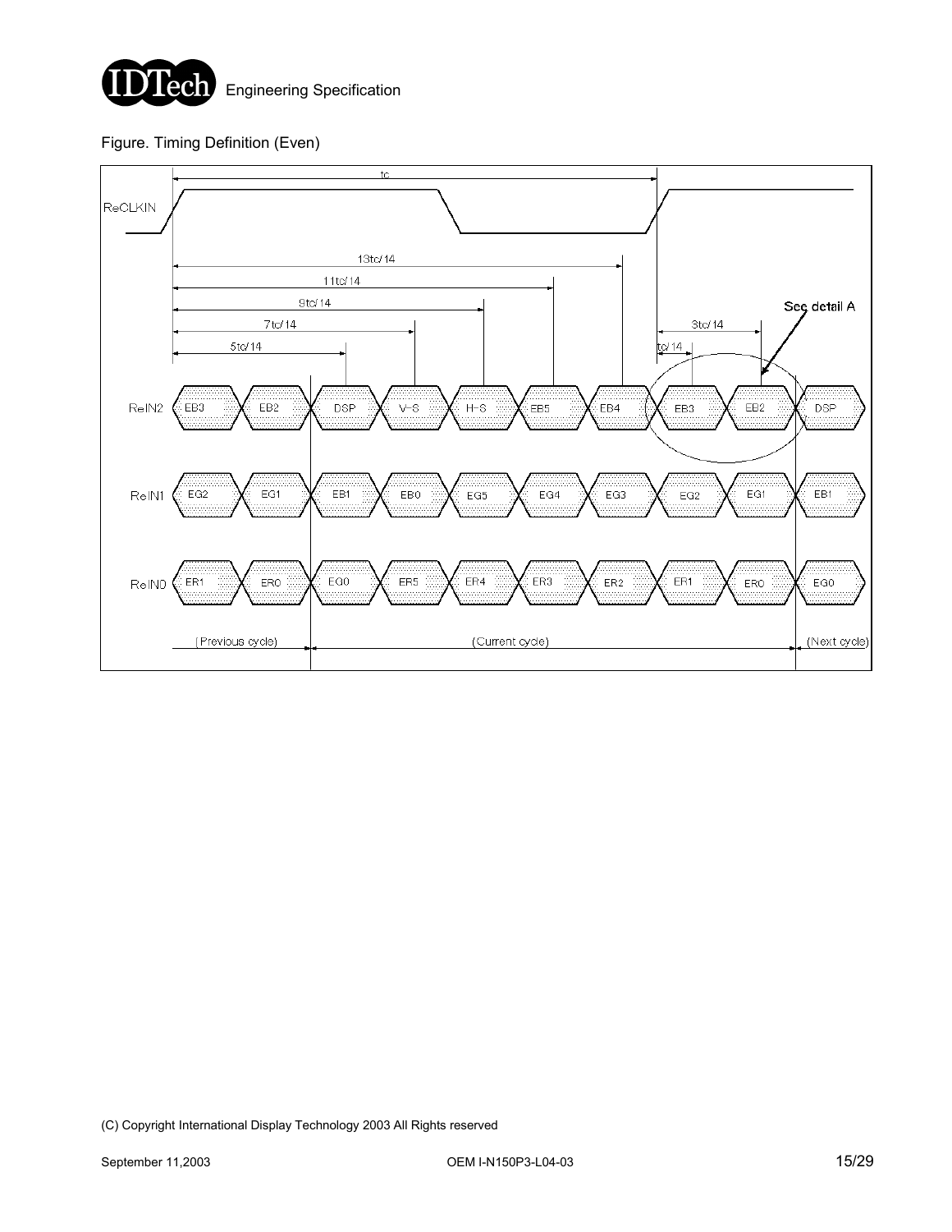Figure. Timing Definition (Even)

| Signal | | | | | | | | | | |
|---|---|---|---|---|---|---|---|---|---|---|
| ReIN2 | EB3 | EB2 | DSP | V-S | H-S | EB5 | EB4 | EB3 | EB2 | DSP |
| ReIN1 | EG2 | EG1 | EB1 | EB0 | EG5 | EG4 | EG3 | EG2 | EG1 | EB1 |
| ReIN0 | ER1 | ER0 | EG0 | ER5 | ER4 | ER3 | ER2 | ER1 | ER0 | EG0 |
| | (Previous cycle) | | (Current cycle) | | | | | | | (Next cycle) |

ReCLKIN, tc, 13tc/14, 11tc/14, 9tc/14, 7tc/14, 5tc/14, tc/14, 3tc/14, See detail A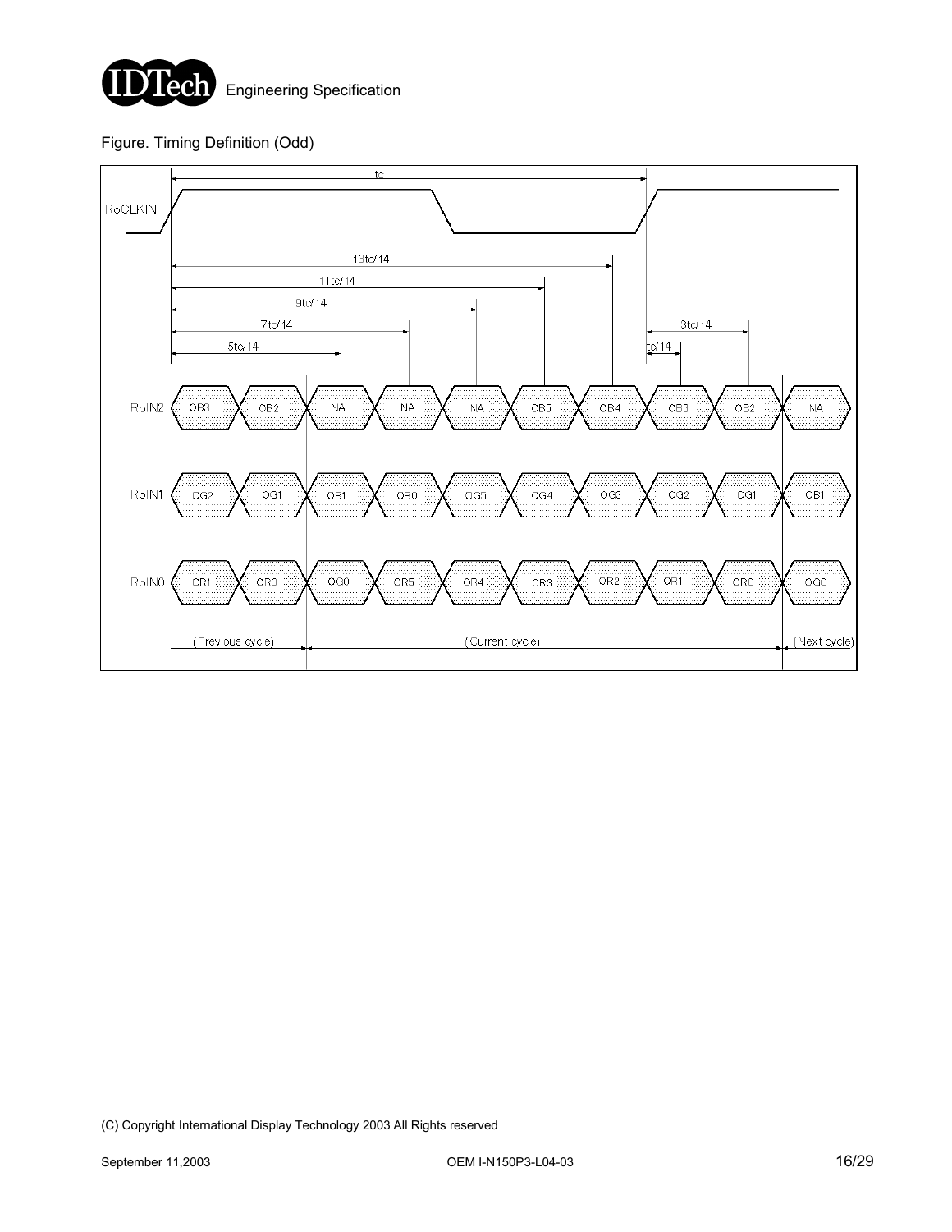Figure. Timing Definition (Odd)

| Signal | (Previous cycle) | | (Current cycle) | | | | | | | (Next cycle) |
|---|---|---|---|---|---|---|---|---|---|---|
| RoIN2 | OB3 | OB2 | NA | NA | NA | OB5 | OB4 | OB3 | OB2 | NA |
| RoIN1 | OG2 | OG1 | OB1 | OB0 | OG5 | OG4 | OG3 | OG2 | OG1 | OB1 |
| RoIN0 | OR1 | OR0 | OG0 | OR5 | OR4 | OR3 | OR2 | OR1 | OR0 | OG0 |

RoCLKIN timing: tc; 5tc/14, 7tc/14, 9tc/14, 11tc/14, 13tc/14; tc/14, 3tc/14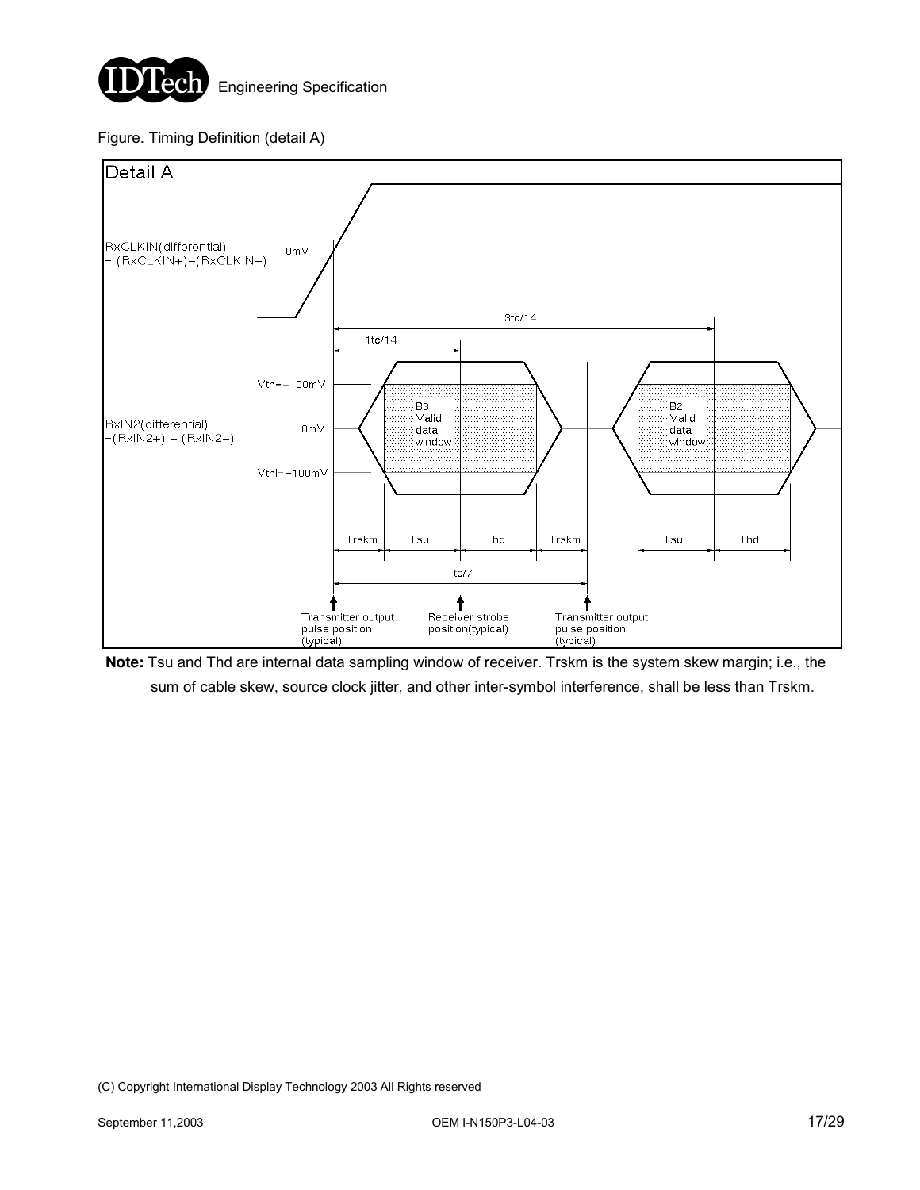Figure. Timing Definition (detail A)

Detail A

RxCLKIN(differential) = (RxCLKIN+)−(RxCLKIN−)

0mV

3tc/14

1tc/14

Vth=+100mV

RxIN2(differential) =(RxIN2+) − (RxIN2−)

0mV

Vthl=−100mV

B3 Valid data window

B2 Valid data window

Trskm | Tsu | Thd | Trskm | Tsu | Thd

tc/7

Transmitter output pulse position (typical)

Receiver strobe position(typical)

Transmitter output pulse position (typical)

**Note:** Tsu and Thd are internal data sampling window of receiver. Trskm is the system skew margin; i.e., the sum of cable skew, source clock jitter, and other inter-symbol interference, shall be less than Trskm.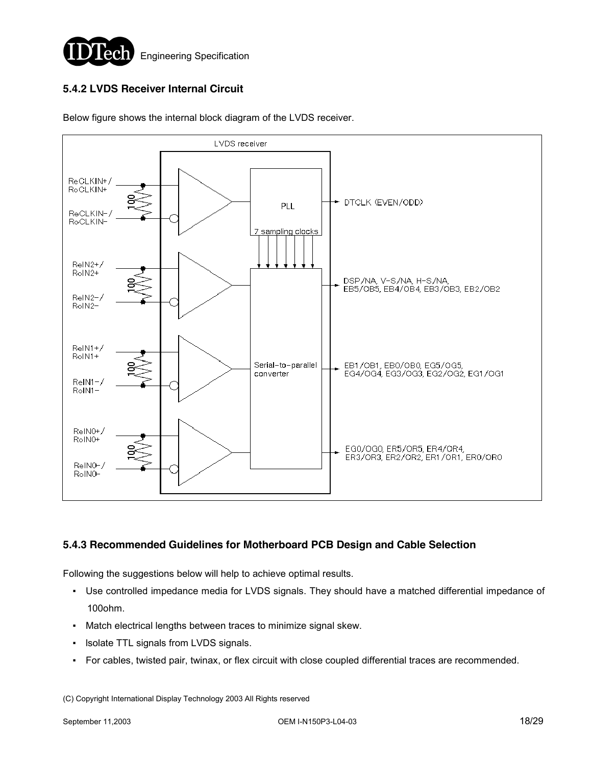### 5.4.2 LVDS Receiver Internal Circuit

Below figure shows the internal block diagram of the LVDS receiver.

LVDS receiver

ReCLKIN+/ RoCLKIN+
ReCLKIN-/ RoCLKIN-
100
PLL
DTCLK (EVEN/ODD)
7 sampling clocks

ReIN2+/ RoIN2+
ReIN2-/ RoIN2-
100
DSP/NA, V-S/NA, H-S/NA, EB5/OB5, EB4/OB4, EB3/OB3, EB2/OB2

ReIN1+/ RoIN1+
ReIN1-/ RoIN1-
100
Serial-to-parallel converter
EB1/OB1, EB0/OB0, EG5/OG5, EG4/OG4, EG3/OG3, EG2/OG2, EG1/OG1

ReIN0+/ RoIN0+
ReIN0-/ RoIN0-
100
EG0/OG0, ER5/OR5, ER4/OR4, ER3/OR3, ER2/OR2, ER1/OR1, ER0/OR0

### 5.4.3 Recommended Guidelines for Motherboard PCB Design and Cable Selection

Following the suggestions below will help to achieve optimal results.

- Use controlled impedance media for LVDS signals. They should have a matched differential impedance of 100ohm.
- Match electrical lengths between traces to minimize signal skew.
- Isolate TTL signals from LVDS signals.
- For cables, twisted pair, twinax, or flex circuit with close coupled differential traces are recommended.

(C) Copyright International Display Technology 2003 All Rights reserved

September 11,2003 OEM I-N150P3-L04-03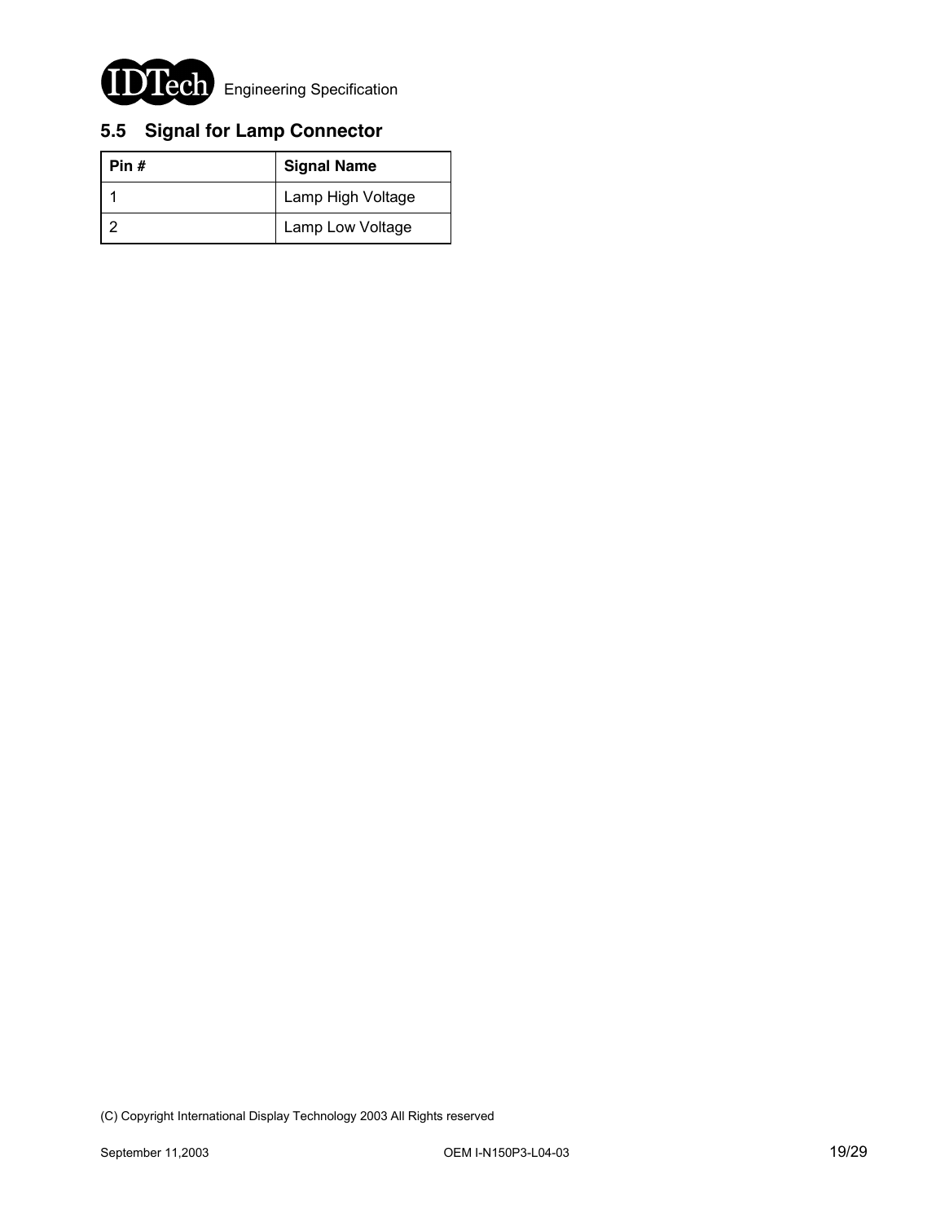## 5.5 Signal for Lamp Connector

| Pin # | Signal Name |
|---|---|
| 1 | Lamp High Voltage |
| 2 | Lamp Low Voltage |

(C) Copyright International Display Technology 2003 All Rights reserved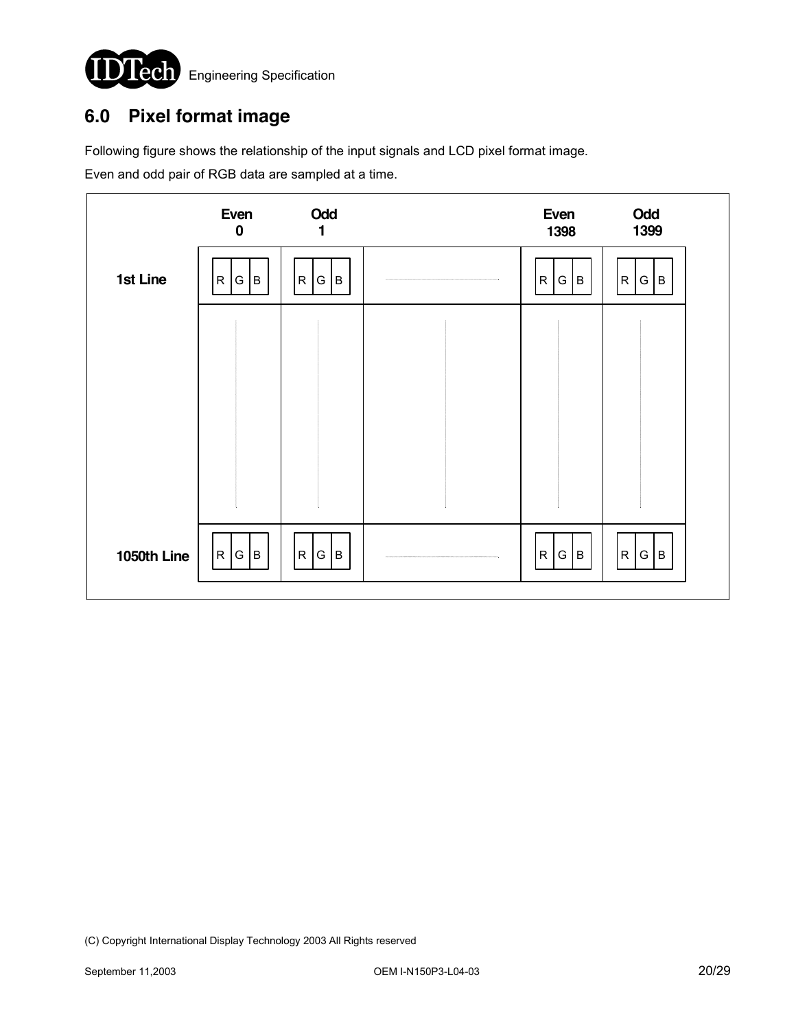## 6.0 Pixel format image

Following figure shows the relationship of the input signals and LCD pixel format image.

Even and odd pair of RGB data are sampled at a time.

| | Even 0 | Odd 1 | | Even 1398 | Odd 1399 |
|---|---|---|---|---|---|
| 1st Line | R G B | R G B | ... | R G B | R G B |
| | ⋮ | ⋮ | ⋮ | ⋮ | ⋮ |
| 1050th Line | R G B | R G B | ... | R G B | R G B |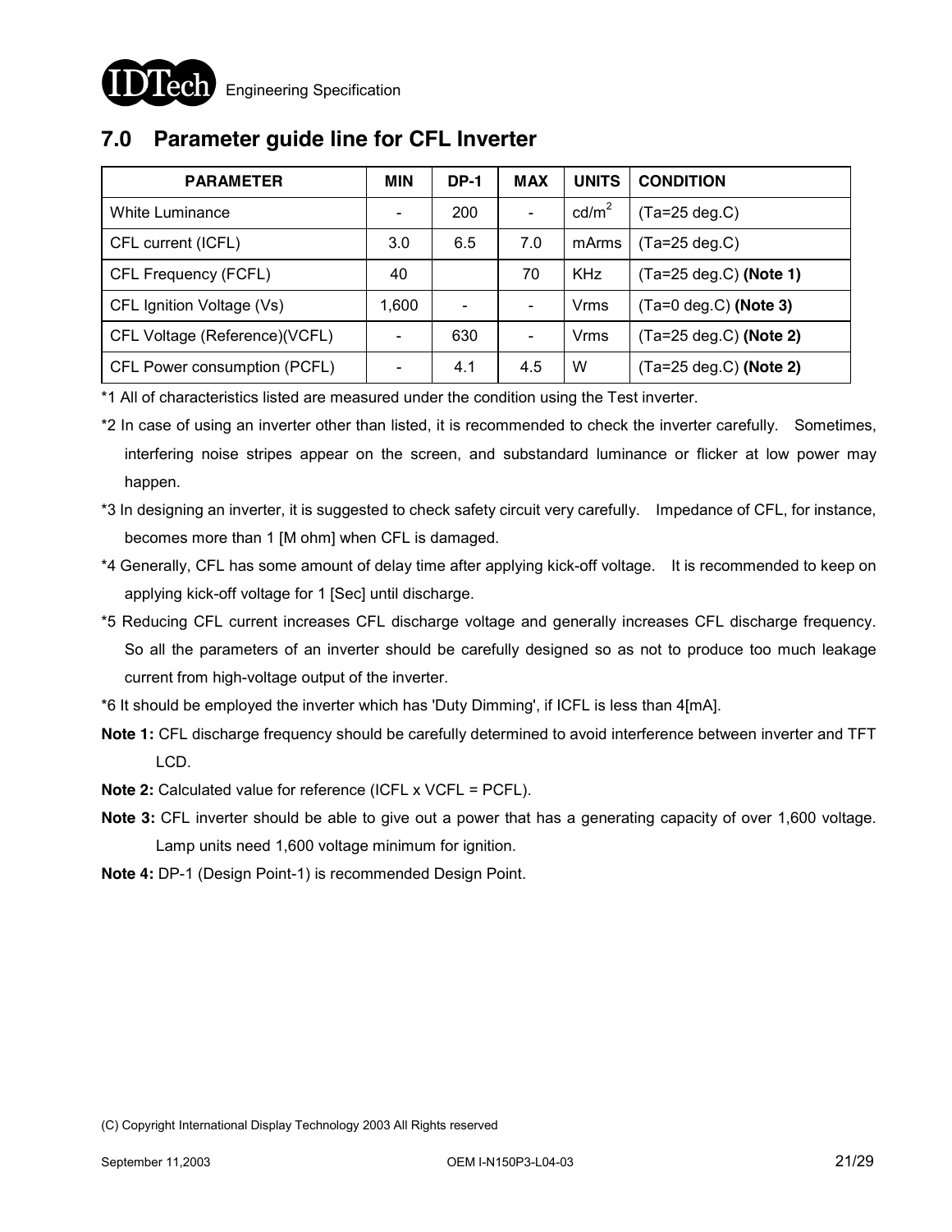## 7.0 Parameter guide line for CFL Inverter

| PARAMETER | MIN | DP-1 | MAX | UNITS | CONDITION |
|---|---|---|---|---|---|
| White Luminance | - | 200 | - | $cd/m^2$ | (Ta=25 deg.C) |
| CFL current (ICFL) | 3.0 | 6.5 | 7.0 | mArms | (Ta=25 deg.C) |
| CFL Frequency (FCFL) | 40 | | 70 | KHz | (Ta=25 deg.C) **(Note 1)** |
| CFL Ignition Voltage (Vs) | 1,600 | - | - | Vrms | (Ta=0 deg.C) **(Note 3)** |
| CFL Voltage (Reference)(VCFL) | - | 630 | - | Vrms | (Ta=25 deg.C) **(Note 2)** |
| CFL Power consumption (PCFL) | - | 4.1 | 4.5 | W | (Ta=25 deg.C) **(Note 2)** |

*1 All of characteristics listed are measured under the condition using the Test inverter.

*2 In case of using an inverter other than listed, it is recommended to check the inverter carefully. Sometimes, interfering noise stripes appear on the screen, and substandard luminance or flicker at low power may happen.

*3 In designing an inverter, it is suggested to check safety circuit very carefully. Impedance of CFL, for instance, becomes more than 1 [M ohm] when CFL is damaged.

*4 Generally, CFL has some amount of delay time after applying kick-off voltage. It is recommended to keep on applying kick-off voltage for 1 [Sec] until discharge.

*5 Reducing CFL current increases CFL discharge voltage and generally increases CFL discharge frequency. So all the parameters of an inverter should be carefully designed so as not to produce too much leakage current from high-voltage output of the inverter.

*6 It should be employed the inverter which has 'Duty Dimming', if ICFL is less than 4[mA].

**Note 1:** CFL discharge frequency should be carefully determined to avoid interference between inverter and TFT LCD.

**Note 2:** Calculated value for reference (ICFL x VCFL = PCFL).

**Note 3:** CFL inverter should be able to give out a power that has a generating capacity of over 1,600 voltage. Lamp units need 1,600 voltage minimum for ignition.

**Note 4:** DP-1 (Design Point-1) is recommended Design Point.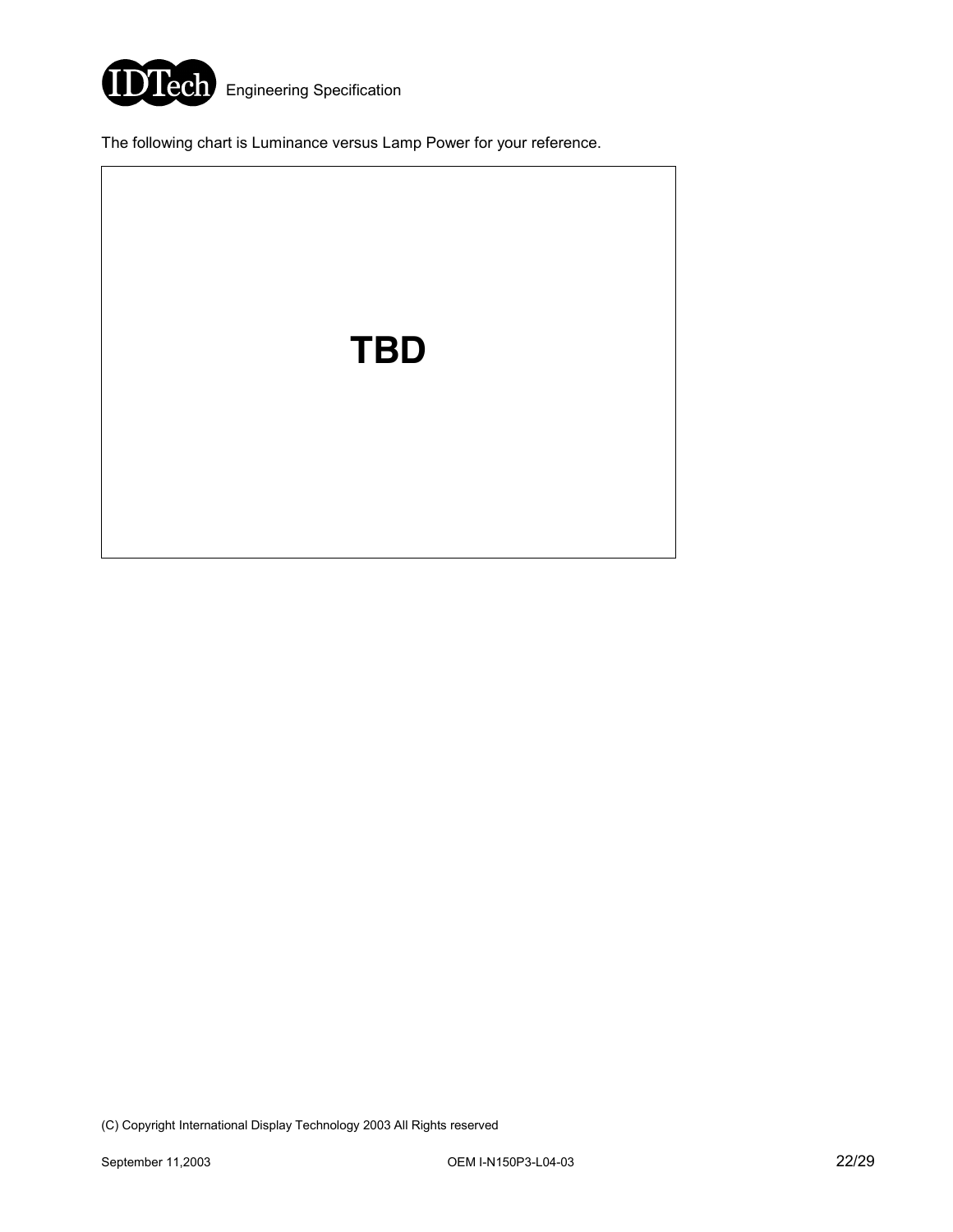The following chart is Luminance versus Lamp Power for your reference.

**TBD**

(C) Copyright International Display Technology 2003 All Rights reserved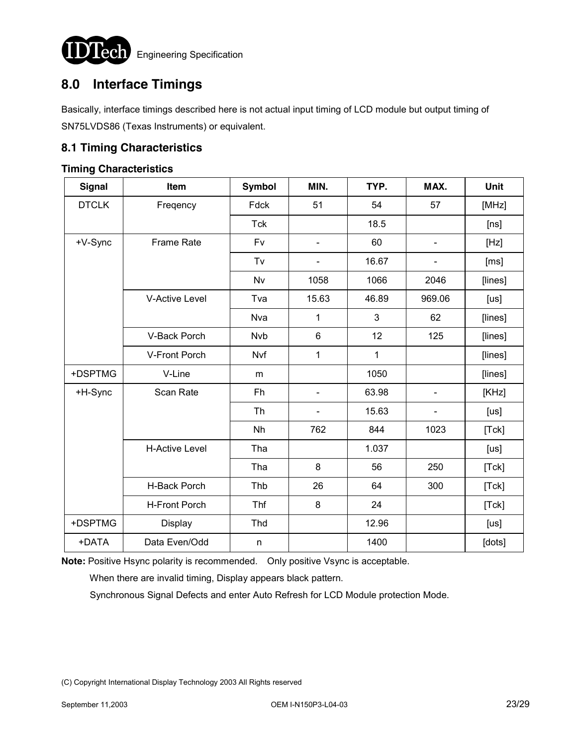## 8.0 Interface Timings

Basically, interface timings described here is not actual input timing of LCD module but output timing of SN75LVDS86 (Texas Instruments) or equivalent.

### 8.1 Timing Characteristics

**Timing Characteristics**

| Signal | Item | Symbol | MIN. | TYP. | MAX. | Unit |
|---|---|---|---|---|---|---|
| DTCLK | Freqency | Fdck | 51 | 54 | 57 | [MHz] |
| | | Tck | | 18.5 | | [ns] |
| +V-Sync | Frame Rate | Fv | - | 60 | - | [Hz] |
| | | Tv | - | 16.67 | - | [ms] |
| | | Nv | 1058 | 1066 | 2046 | [lines] |
| | V-Active Level | Tva | 15.63 | 46.89 | 969.06 | [us] |
| | | Nva | 1 | 3 | 62 | [lines] |
| | V-Back Porch | Nvb | 6 | 12 | 125 | [lines] |
| | V-Front Porch | Nvf | 1 | 1 | | [lines] |
| +DSPTMG | V-Line | m | | 1050 | | [lines] |
| +H-Sync | Scan Rate | Fh | - | 63.98 | - | [KHz] |
| | | Th | - | 15.63 | - | [us] |
| | | Nh | 762 | 844 | 1023 | [Tck] |
| | H-Active Level | Tha | | 1.037 | | [us] |
| | | Tha | 8 | 56 | 250 | [Tck] |
| | H-Back Porch | Thb | 26 | 64 | 300 | [Tck] |
| | H-Front Porch | Thf | 8 | 24 | | [Tck] |
| +DSPTMG | Display | Thd | | 12.96 | | [us] |
| +DATA | Data Even/Odd | n | | 1400 | | [dots] |

**Note:** Positive Hsync polarity is recommended.  Only positive Vsync is acceptable.

When there are invalid timing, Display appears black pattern.

Synchronous Signal Defects and enter Auto Refresh for LCD Module protection Mode.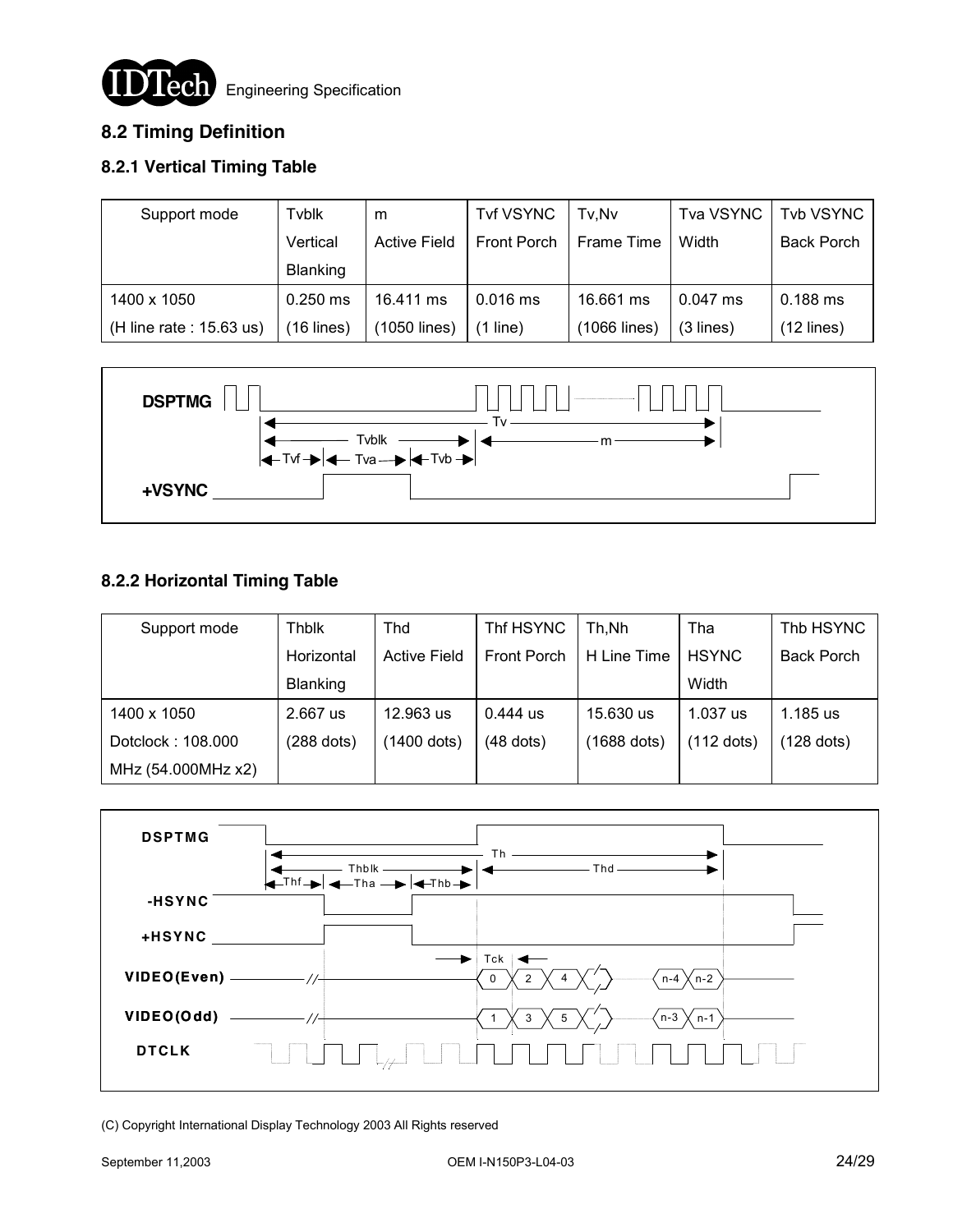## 8.2 Timing Definition

### 8.2.1 Vertical Timing Table

| Support mode | Tvblk Vertical Blanking | m Active Field | Tvf VSYNC Front Porch | Tv,Nv Frame Time | Tva VSYNC Width | Tvb VSYNC Back Porch |
|---|---|---|---|---|---|---|
| 1400 x 1050 (H line rate : 15.63 us) | 0.250 ms (16 lines) | 16.411 ms (1050 lines) | 0.016 ms (1 line) | 16.661 ms (1066 lines) | 0.047 ms (3 lines) | 0.188 ms (12 lines) |

### 8.2.2 Horizontal Timing Table

| Support mode | Thblk Horizontal Blanking | Thd Active Field | Thf HSYNC Front Porch | Th,Nh H Line Time | Tha HSYNC Width | Thb HSYNC Back Porch |
|---|---|---|---|---|---|---|
| 1400 x 1050 Dotclock : 108.000 MHz (54.000MHz x2) | 2.667 us (288 dots) | 12.963 us (1400 dots) | 0.444 us (48 dots) | 15.630 us (1688 dots) | 1.037 us (112 dots) | 1.185 us (128 dots) |

(C) Copyright International Display Technology 2003 All Rights reserved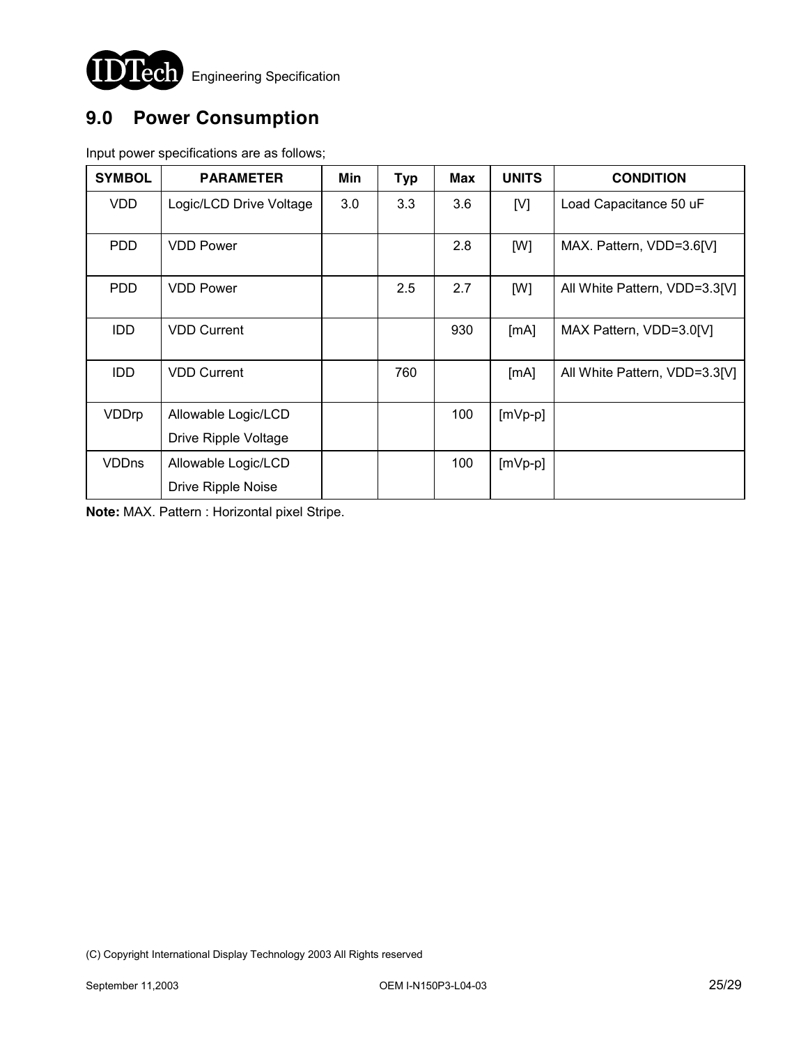## 9.0 Power Consumption

Input power specifications are as follows;

| SYMBOL | PARAMETER | Min | Typ | Max | UNITS | CONDITION |
|---|---|---|---|---|---|---|
| VDD | Logic/LCD Drive Voltage | 3.0 | 3.3 | 3.6 | [V] | Load Capacitance 50 uF |
| PDD | VDD Power | | | 2.8 | [W] | MAX. Pattern, VDD=3.6[V] |
| PDD | VDD Power | | 2.5 | 2.7 | [W] | All White Pattern, VDD=3.3[V] |
| IDD | VDD Current | | | 930 | [mA] | MAX Pattern, VDD=3.0[V] |
| IDD | VDD Current | | 760 | | [mA] | All White Pattern, VDD=3.3[V] |
| VDDrp | Allowable Logic/LCD Drive Ripple Voltage | | | 100 | [mVp-p] | |
| VDDns | Allowable Logic/LCD Drive Ripple Noise | | | 100 | [mVp-p] | |

**Note:** MAX. Pattern : Horizontal pixel Stripe.

(C) Copyright International Display Technology 2003 All Rights reserved

September 11,2003 OEM I-N150P3-L04-03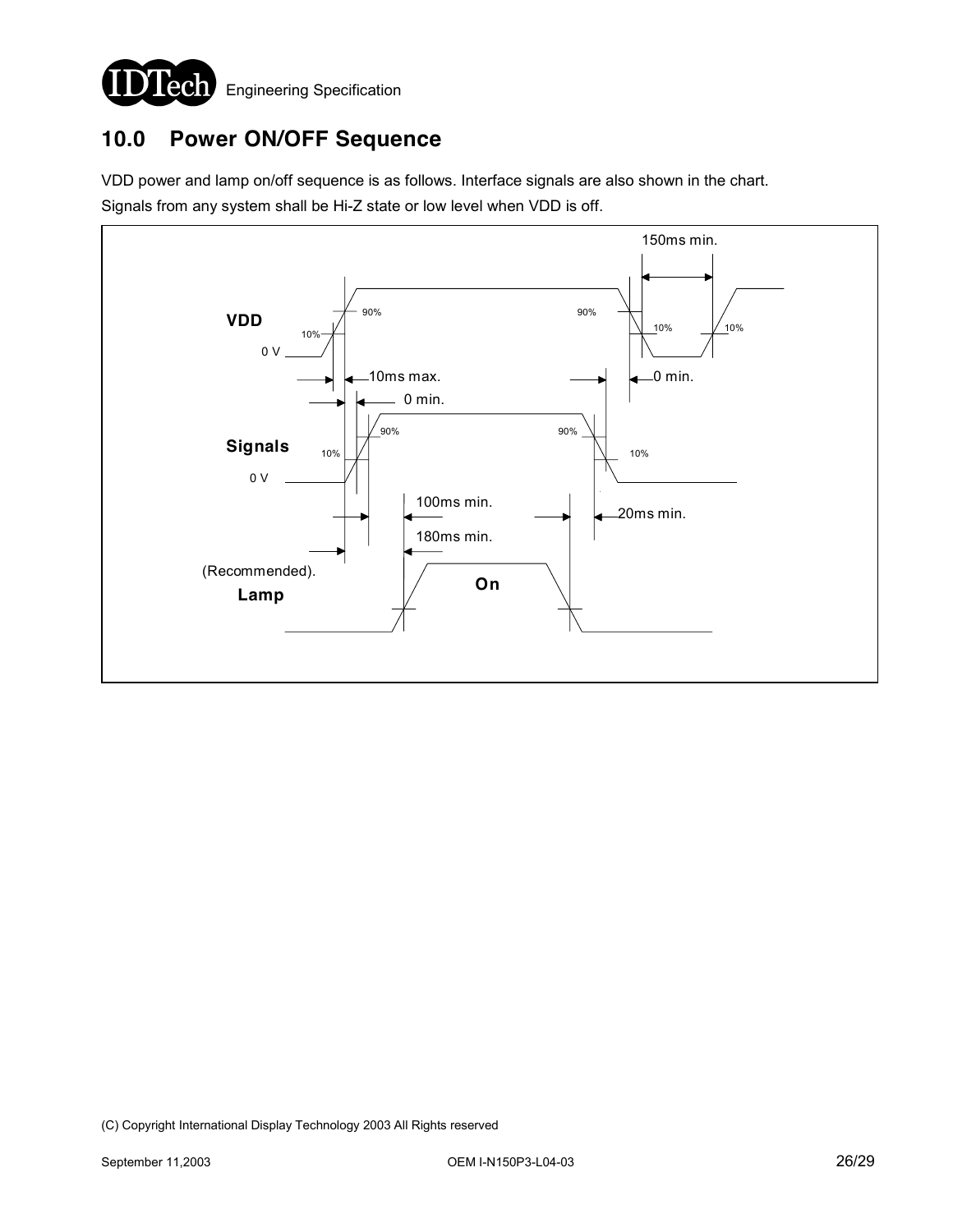## 10.0 Power ON/OFF Sequence

VDD power and lamp on/off sequence is as follows. Interface signals are also shown in the chart.

Signals from any system shall be Hi-Z state or low level when VDD is off.

150ms min.

VDD

90% 90%

10% 10% 10%

0 V

10ms max. 0 min.

0 min.

Signals

90% 90%

10% 10%

0 V

100ms min. 20ms min.

180ms min.

(Recommended).

Lamp

On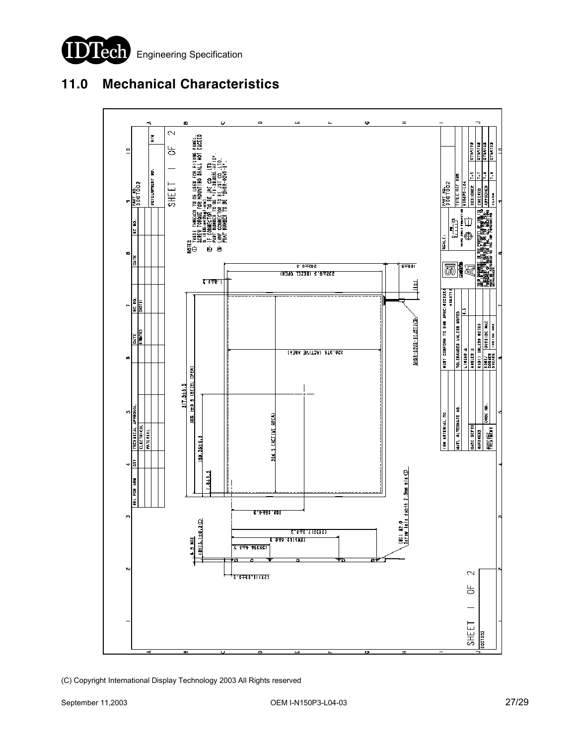## 11.0 Mechanical Characteristics

(C) Copyright International Display Technology 2003 All Rights reserved

September 11,2003 OEM I-N150P3-L04-03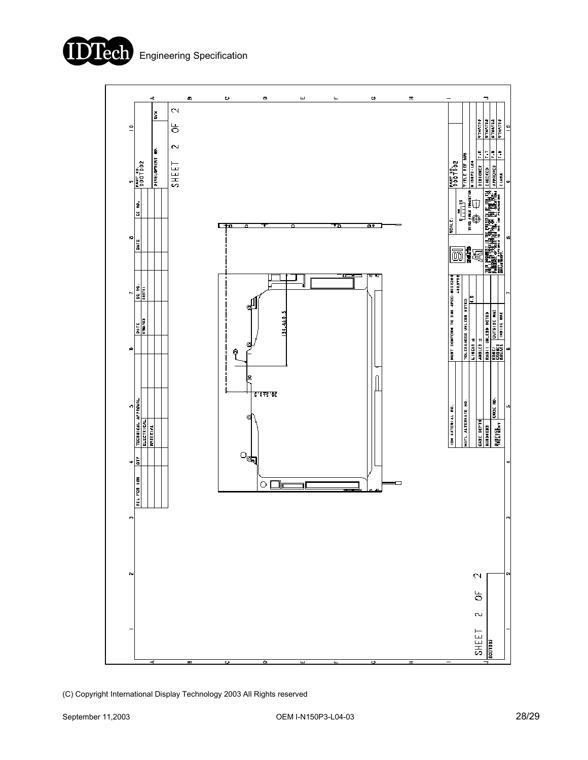SHEET 2 OF 2

| REL FOR ASM | QTY | TECHNICAL APPROVAL | | DATE | EC NO. | DATE | EC NO. | PART NO. |
|---|---|---|---|---|---|---|---|---|
| | | ELECTRICAL | | 07MAY03 | D0011 | | | D00TD02 |
| | | MATERIAL | | | | | | DEVELOPMENT NO. |

134.4±0.5

30.5±0.5

30

| IBM MATERIAL NO. | MUST CONFORM TO EMS SPEC: 6016324 +6039772 | SCALE: | PART NO. D00TD02 |
|---|---|---|---|
| MATL ALTERNATE NO. | TOLERANCES UNLESS NOTED | THIRD ANGLE PROJECTION | TITLE REF 888 |
| CASE DEPTH | LINEAR ± 0.5 | | N150P3-L04 |
| HARDNESS | ANGLES ± | | DESIGNER T.K 07MAY03 |
| CODE NO. | RADII UNLESS NOTED | | CHECKED T.T 07MAY03 |
| SURFACE TREATMENT | EDGE/CORNER BREAKS OUTSIDE MAX / INSIDE MAX | | APPROVED Y.N 07MAY03 |
| | | | CLASS T.H 07MAY03 |

SHEET 2 OF 2

D00TD02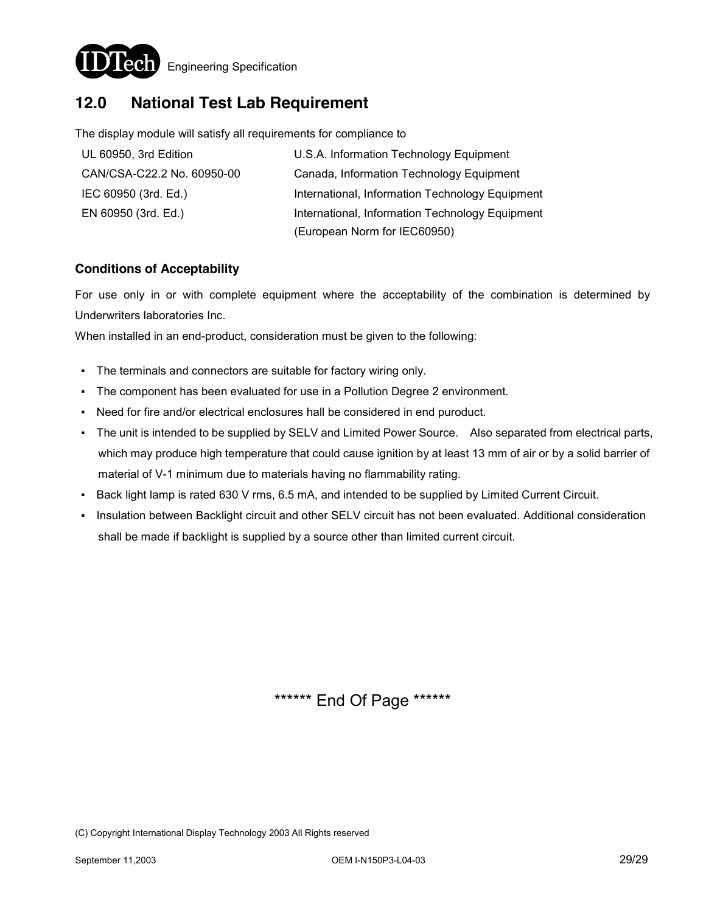## 12.0 National Test Lab Requirement

The display module will satisfy all requirements for compliance to

| | |
|---|---|
| UL 60950, 3rd Edition | U.S.A. Information Technology Equipment |
| CAN/CSA-C22.2 No. 60950-00 | Canada, Information Technology Equipment |
| IEC 60950 (3rd. Ed.) | International, Information Technology Equipment |
| EN 60950 (3rd. Ed.) | International, Information Technology Equipment (European Norm for IEC60950) |

### Conditions of Acceptability

For use only in or with complete equipment where the acceptability of the combination is determined by Underwriters laboratories Inc.

When installed in an end-product, consideration must be given to the following:

- The terminals and connectors are suitable for factory wiring only.
- The component has been evaluated for use in a Pollution Degree 2 environment.
- Need for fire and/or electrical enclosures hall be considered in end puroduct.
- The unit is intended to be supplied by SELV and Limited Power Source. Also separated from electrical parts, which may produce high temperature that could cause ignition by at least 13 mm of air or by a solid barrier of material of V-1 minimum due to materials having no flammability rating.
- Back light lamp is rated 630 V rms, 6.5 mA, and intended to be supplied by Limited Current Circuit.
- Insulation between Backlight circuit and other SELV circuit has not been evaluated. Additional consideration shall be made if backlight is supplied by a source other than limited current circuit.

****** End Of Page ******

(C) Copyright International Display Technology 2003 All Rights reserved